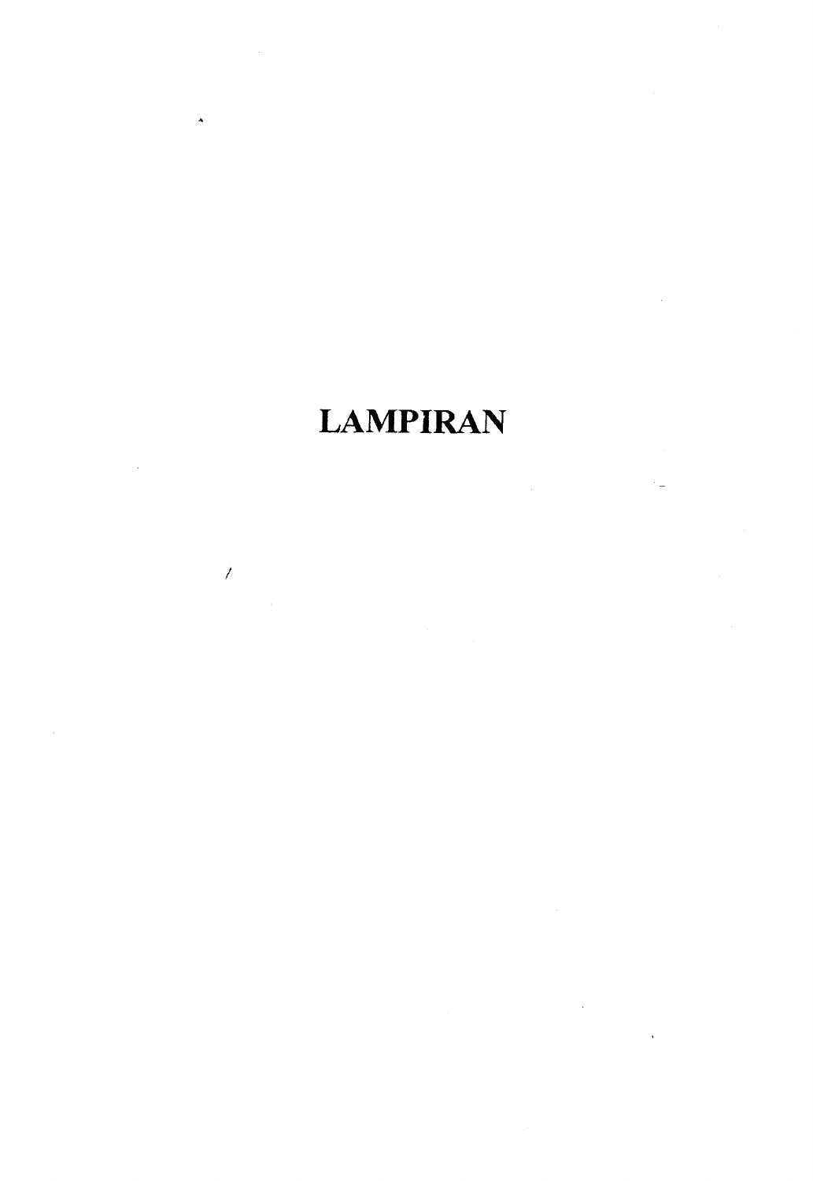# LAMPIRAN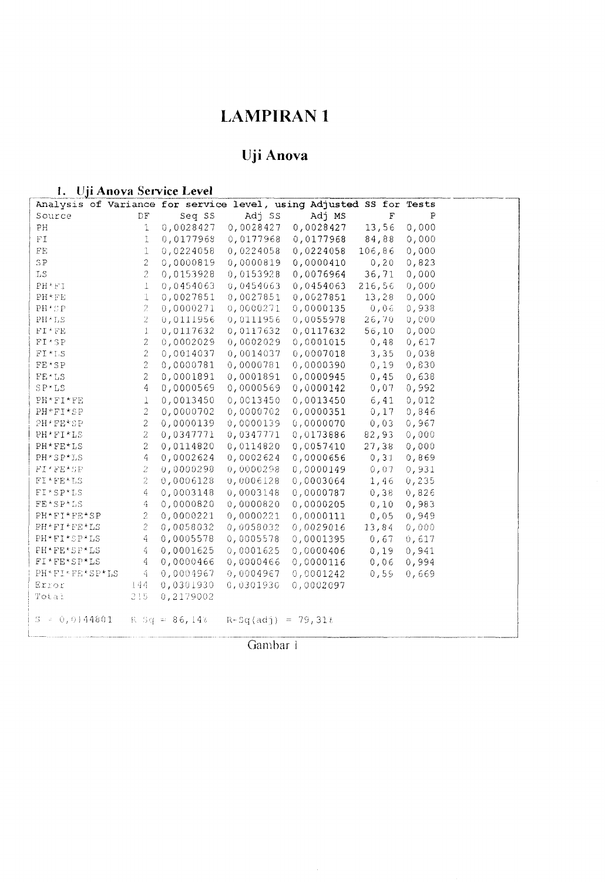# LAMPIRAN 1

## Uji Anova

### 1. Uji Anova Service Level

Analysis of Variance for service level, using Adjusted SS for Tests

| Source | DF | Seq SS | Adj SS | Adj MS | F | P |
|---|---|---|---|---|---|---|
| PH | 1 | 0,0028427 | 0,0028427 | 0,0028427 | 13,56 | 0,000 |
| FI | 1 | 0,0177968 | 0,0177968 | 0,0177968 | 84,88 | 0,000 |
| FE | 1 | 0,0224058 | 0,0224058 | 0,0224058 | 106,86 | 0,000 |
| SP | 2 | 0,0000819 | 0,0000819 | 0,0000410 | 0,20 | 0,823 |
| LS | 2 | 0,0153928 | 0,0153928 | 0,0076964 | 36,71 | 0,000 |
| PH*FI | 1 | 0,0454063 | 0,0454063 | 0,0454063 | 216,56 | 0,000 |
| PH*FE | 1 | 0,0027851 | 0,0027851 | 0,0027851 | 13,28 | 0,000 |
| PH*SP | 2 | 0,0000271 | 0,0000271 | 0,0000135 | 0,06 | 0,938 |
| PH*LS | 2 | 0,0111956 | 0,0111956 | 0,0055978 | 26,70 | 0,000 |
| FI*FE | 1 | 0,0117632 | 0,0117632 | 0,0117632 | 56,10 | 0,000 |
| FI*SP | 2 | 0,0002029 | 0,0002029 | 0,0001015 | 0,48 | 0,617 |
| FI*LS | 2 | 0,0014037 | 0,0014037 | 0,0007018 | 3,35 | 0,038 |
| FE*SP | 2 | 0,0000781 | 0,0000781 | 0,0000390 | 0,19 | 0,830 |
| FE*LS | 2 | 0,0001891 | 0,0001891 | 0,0000945 | 0,45 | 0,638 |
| SP*LS | 4 | 0,0000569 | 0,0000569 | 0,0000142 | 0,07 | 0,992 |
| PH*FI*FE | 1 | 0,0013450 | 0,0013450 | 0,0013450 | 6,41 | 0,012 |
| PH*FI*SP | 2 | 0,0000702 | 0,0000702 | 0,0000351 | 0,17 | 0,846 |
| PH*FE*SP | 2 | 0,0000139 | 0,0000139 | 0,0000070 | 0,03 | 0,967 |
| PH*FI*LS | 2 | 0,0347771 | 0,0347771 | 0,0173886 | 82,93 | 0,000 |
| PH*FE*LS | 2 | 0,0114820 | 0,0114820 | 0,0057410 | 27,38 | 0,000 |
| PH*SP*LS | 4 | 0,0002624 | 0,0002624 | 0,0000656 | 0,31 | 0,869 |
| FI*FE*SP | 2 | 0,0000298 | 0,0000298 | 0,0000149 | 0,07 | 0,931 |
| FI*FE*LS | 2 | 0,0006128 | 0,0006128 | 0,0003064 | 1,46 | 0,235 |
| FI*SP*LS | 4 | 0,0003148 | 0,0003148 | 0,0000787 | 0,38 | 0,826 |
| FE*SP*LS | 4 | 0,0000820 | 0,0000820 | 0,0000205 | 0,10 | 0,983 |
| PH*FI*FE*SP | 2 | 0,0000221 | 0,0000221 | 0,0000111 | 0,05 | 0,949 |
| PH*FI*FE*LS | 2 | 0,0058032 | 0,0058032 | 0,0029016 | 13,84 | 0,000 |
| PH*FI*SP*LS | 4 | 0,0005578 | 0,0005578 | 0,0001395 | 0,67 | 0,617 |
| PH*FE*SP*LS | 4 | 0,0001625 | 0,0001625 | 0,0000406 | 0,19 | 0,941 |
| FI*FE*SP*LS | 4 | 0,0000466 | 0,0000466 | 0,0000116 | 0,06 | 0,994 |
| PH*FI*FE*SP*LS | 4 | 0,0004967 | 0,0004967 | 0,0001242 | 0,59 | 0,669 |
| Error | 144 | 0,0301930 | 0,0301930 | 0,0002097 | | |
| Total | 215 | 0,2179002 | | | | |

S = 0,0144801 R-Sq = 86,14% R-Sq(adj) = 79,31%

Gambar 1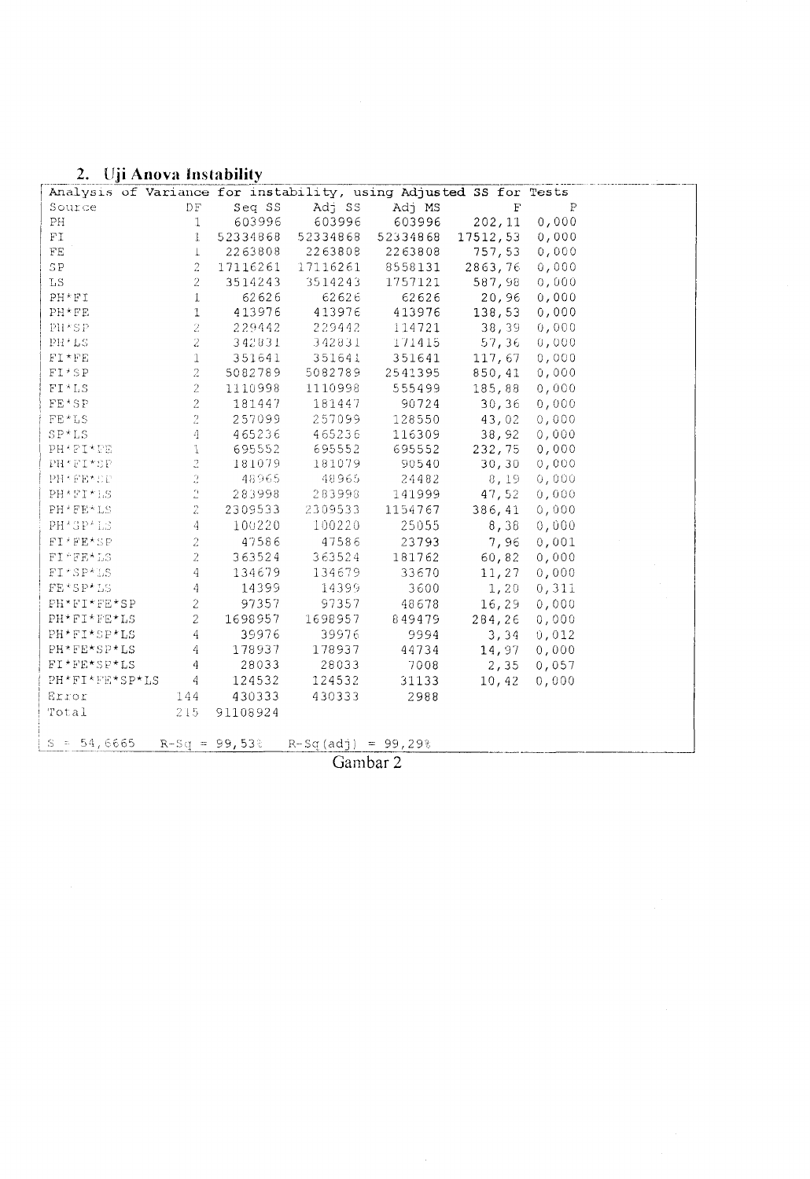## 2. Uji Anova Instability

Analysis of Variance for instability, using Adjusted SS for Tests

| Source | DF | Seq SS | Adj SS | Adj MS | F | P |
|---|---|---|---|---|---|---|
| PH | 1 | 603996 | 603996 | 603996 | 202,11 | 0,000 |
| FI | 1 | 52334868 | 52334868 | 52334868 | 17512,53 | 0,000 |
| FE | 1 | 2263808 | 2263808 | 2263808 | 757,53 | 0,000 |
| SP | 2 | 17116261 | 17116261 | 8558131 | 2863,76 | 0,000 |
| LS | 2 | 3514243 | 3514243 | 1757121 | 587,98 | 0,000 |
| PH*FI | 1 | 62626 | 62626 | 62626 | 20,96 | 0,000 |
| PH*FE | 1 | 413976 | 413976 | 413976 | 138,53 | 0,000 |
| PH*SP | 2 | 229442 | 229442 | 114721 | 38,39 | 0,000 |
| PH*LS | 2 | 342831 | 342831 | 171415 | 57,36 | 0,000 |
| FI*FE | 1 | 351641 | 351641 | 351641 | 117,67 | 0,000 |
| FI*SP | 2 | 5082789 | 5082789 | 2541395 | 850,41 | 0,000 |
| FI*LS | 2 | 1110998 | 1110998 | 555499 | 185,88 | 0,000 |
| FE*SP | 2 | 181447 | 181447 | 90724 | 30,36 | 0,000 |
| FE*LS | 2 | 257099 | 257099 | 128550 | 43,02 | 0,000 |
| SP*LS | 4 | 465236 | 465236 | 116309 | 38,92 | 0,000 |
| PH*FI*FE | 1 | 695552 | 695552 | 695552 | 232,75 | 0,000 |
| PH*FI*SP | 2 | 181079 | 181079 | 90540 | 30,30 | 0,000 |
| PH*FE*SP | 2 | 48965 | 48965 | 24482 | 8,19 | 0,000 |
| PH*FI*LS | 2 | 283998 | 283998 | 141999 | 47,52 | 0,000 |
| PH*FE*LS | 2 | 2309533 | 2309533 | 1154767 | 386,41 | 0,000 |
| PH*SP*LS | 4 | 100220 | 100220 | 25055 | 8,38 | 0,000 |
| FI*FE*SP | 2 | 47586 | 47586 | 23793 | 7,96 | 0,001 |
| FI*FE*LS | 2 | 363524 | 363524 | 181762 | 60,82 | 0,000 |
| FI*SP*LS | 4 | 134679 | 134679 | 33670 | 11,27 | 0,000 |
| FE*SP*LS | 4 | 14399 | 14399 | 3600 | 1,20 | 0,311 |
| PH*FI*FE*SP | 2 | 97357 | 97357 | 48678 | 16,29 | 0,000 |
| PH*FI*FE*LS | 2 | 1698957 | 1698957 | 849479 | 284,26 | 0,000 |
| PH*FI*SP*LS | 4 | 39976 | 39976 | 9994 | 3,34 | 0,012 |
| PH*FE*SP*LS | 4 | 178937 | 178937 | 44734 | 14,97 | 0,000 |
| FI*FE*SP*LS | 4 | 28033 | 28033 | 7008 | 2,35 | 0,057 |
| PH*FI*FE*SP*LS | 4 | 124532 | 124532 | 31133 | 10,42 | 0,000 |
| Error | 144 | 430333 | 430333 | 2988 | | |
| Total | 215 | 91108924 | | | | |

S = 54,6665   R-Sq = 99,53%   R-Sq(adj) = 99,29%

Gambar 2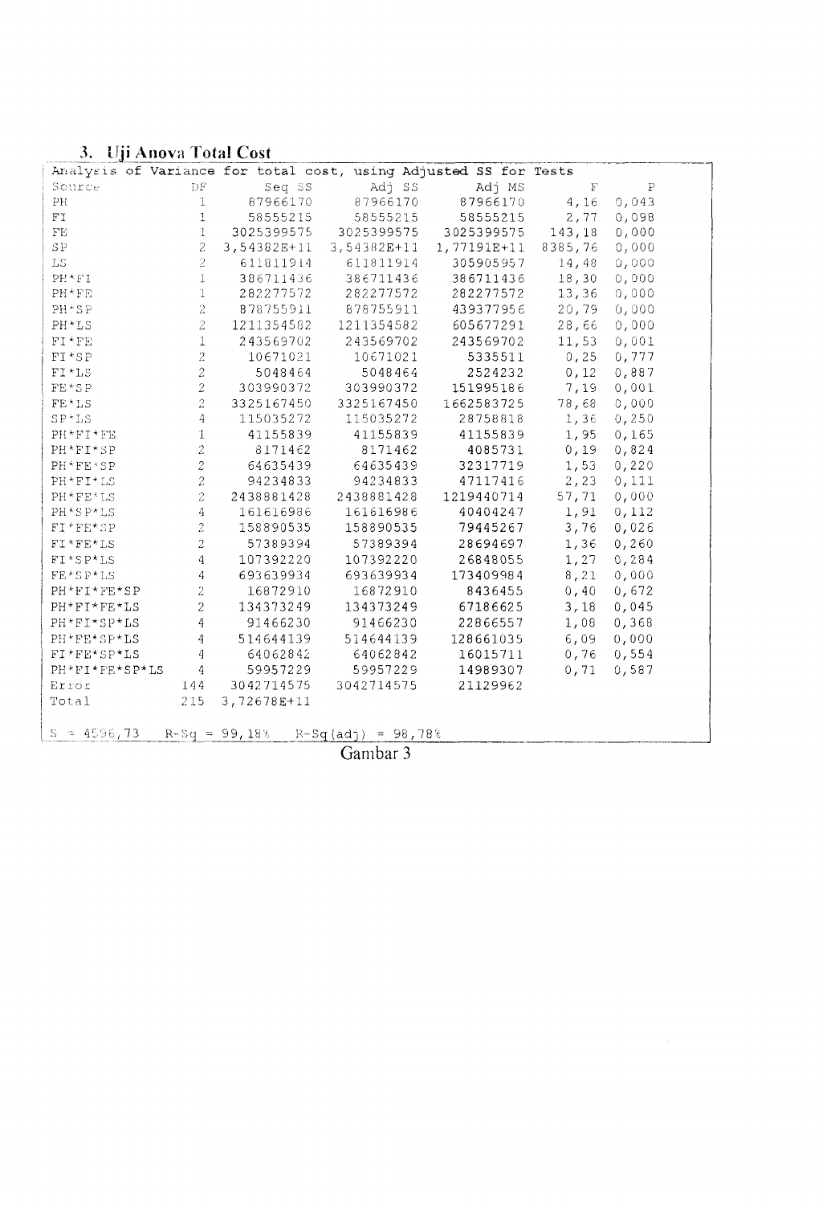### 3. Uji Anova Total Cost

Analysis of Variance for total cost, using Adjusted SS for Tests

| Source | DF | Seq SS | Adj SS | Adj MS | F | P |
|---|---|---|---|---|---|---|
| PH | 1 | 87966170 | 87966170 | 87966170 | 4,16 | 0,043 |
| FI | 1 | 58555215 | 58555215 | 58555215 | 2,77 | 0,098 |
| FE | 1 | 3025399575 | 3025399575 | 3025399575 | 143,18 | 0,000 |
| SP | 2 | 3,54382E+11 | 3,54382E+11 | 1,77191E+11 | 8385,76 | 0,000 |
| LS | 2 | 611811914 | 611811914 | 305905957 | 14,48 | 0,000 |
| PH*FI | 1 | 386711436 | 386711436 | 386711436 | 18,30 | 0,000 |
| PH*FE | 1 | 282277572 | 282277572 | 282277572 | 13,36 | 0,000 |
| PH*SP | 2 | 878755911 | 878755911 | 439377956 | 20,79 | 0,000 |
| PH*LS | 2 | 1211354582 | 1211354582 | 605677291 | 28,66 | 0,000 |
| FI*FE | 1 | 243569702 | 243569702 | 243569702 | 11,53 | 0,001 |
| FI*SP | 2 | 10671021 | 10671021 | 5335511 | 0,25 | 0,777 |
| FI*LS | 2 | 5048464 | 5048464 | 2524232 | 0,12 | 0,887 |
| FE*SP | 2 | 303990372 | 303990372 | 151995186 | 7,19 | 0,001 |
| FE*LS | 2 | 3325167450 | 3325167450 | 1662583725 | 78,68 | 0,000 |
| SP*LS | 4 | 115035272 | 115035272 | 28758818 | 1,36 | 0,250 |
| PH*FI*FE | 1 | 41155839 | 41155839 | 41155839 | 1,95 | 0,165 |
| PH*FI*SP | 2 | 8171462 | 8171462 | 4085731 | 0,19 | 0,824 |
| PH*FE*SP | 2 | 64635439 | 64635439 | 32317719 | 1,53 | 0,220 |
| PH*FI*LS | 2 | 94234833 | 94234833 | 47117416 | 2,23 | 0,111 |
| PH*FE*LS | 2 | 2438881428 | 2438881428 | 1219440714 | 57,71 | 0,000 |
| PH*SP*LS | 4 | 161616986 | 161616986 | 40404247 | 1,91 | 0,112 |
| FI*FE*SP | 2 | 158890535 | 158890535 | 79445267 | 3,76 | 0,026 |
| FI*FE*LS | 2 | 57389394 | 57389394 | 28694697 | 1,36 | 0,260 |
| FI*SP*LS | 4 | 107392220 | 107392220 | 26848055 | 1,27 | 0,284 |
| FE*SP*LS | 4 | 693639934 | 693639934 | 173409984 | 8,21 | 0,000 |
| PH*FI*FE*SP | 2 | 16872910 | 16872910 | 8436455 | 0,40 | 0,672 |
| PH*FI*FE*LS | 2 | 134373249 | 134373249 | 67186625 | 3,18 | 0,045 |
| PH*FI*SP*LS | 4 | 91466230 | 91466230 | 22866557 | 1,08 | 0,368 |
| PH*FE*SP*LS | 4 | 514644139 | 514644139 | 128661035 | 6,09 | 0,000 |
| FI*FE*SP*LS | 4 | 64062842 | 64062842 | 16015711 | 0,76 | 0,554 |
| PH*FI*FE*SP*LS | 4 | 59957229 | 59957229 | 14989307 | 0,71 | 0,587 |
| Error | 144 | 3042714575 | 3042714575 | 21129962 | | |
| Total | 215 | 3,72678E+11 | | | | |

S = 4596,73   R-Sq = 99,18%   R-Sq(adj) = 98,78%

Gambar 3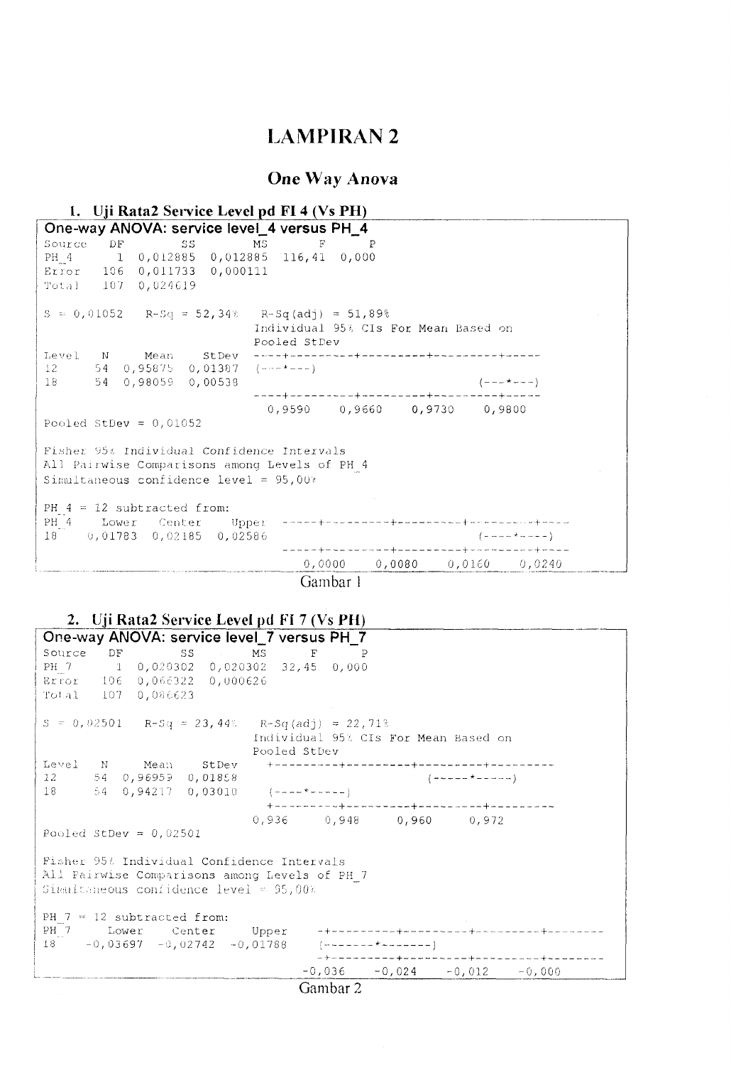# LAMPIRAN 2

## One Way Anova

### 1. Uji Rata2 Service Level pd FI 4 (Vs PH)

**One-way ANOVA: service level_4 versus PH_4**

```
Source   DF        SS        MS       F      P
PH_4      1  0,012885  0,012885  116,41  0,000
Error   106  0,011733  0,000111
Total   107  0,024619

S = 0,01052   R-Sq = 52,34%   R-Sq(adj) = 51,89%
                              Individual 95% CIs For Mean Based on
                              Pooled StDev
Level   N     Mean    StDev   ---+---------+---------+---------+-----
12     54  0,95875  0,01387   (---*---)
18     54  0,98059  0,00538                                (---*---)
                              ---+---------+---------+---------+-----
                               0,9590    0,9660    0,9730    0,9800
Pooled StDev = 0,01052

Fisher 95% Individual Confidence Intervals
All Pairwise Comparisons among Levels of PH_4
Simultaneous confidence level = 95,00%

PH_4 = 12 subtracted from:
PH_4    Lower   Center    Upper   -----+---------+---------+---------+----
18    0,01783  0,02185  0,02586                                (----*----)
                                  -----+---------+---------+---------+----
                                    0,0000    0,0080    0,0160    0,0240
```

Gambar 1

### 2. Uji Rata2 Service Level pd FI 7 (Vs PH)

**One-way ANOVA: service level_7 versus PH_7**

```
Source   DF        SS        MS      F      P
PH_7      1  0,020302  0,020302  32,45  0,000
Error   106  0,066322  0,000626
Total   107  0,086623

S = 0,02501   R-Sq = 23,44%   R-Sq(adj) = 22,71%
                              Individual 95% CIs For Mean Based on
                              Pooled StDev
Level   N     Mean    StDev   +---------+---------+---------+---------
12     54  0,96959  0,01858                              (-----*-----)
18     54  0,94217  0,03010     (----*-----)
                              +---------+---------+---------+---------
                              0,936     0,948     0,960     0,972
Pooled StDev = 0,02501

Fisher 95% Individual Confidence Intervals
All Pairwise Comparisons among Levels of PH_7
Simultaneous confidence level = 95,00%

PH_7 = 12 subtracted from:
PH_7      Lower     Center      Upper   -+---------+---------+---------+--------
18     -0,03697   -0,02742   -0,01788   (-------*-------)
                                        -+---------+---------+---------+--------
                                       -0,036    -0,024    -0,012    -0,000
```

Gambar 2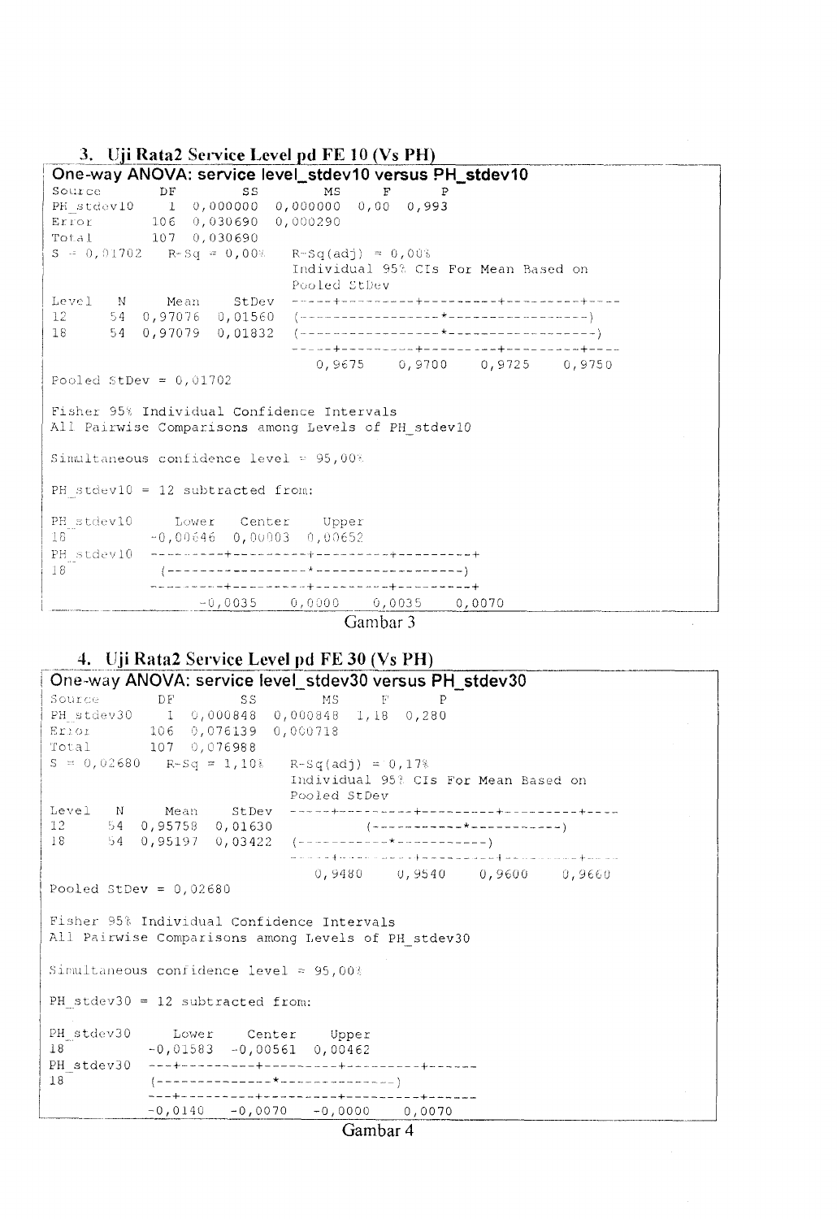### 3. Uji Rata2 Service Level pd FE 10 (Vs PH)

```
One-way ANOVA: service level_stdev10 versus PH_stdev10
Source       DF        SS        MS     F      P
PH_stdev10    1  0,000000  0,000000  0,00  0,993
Error       106  0,030690  0,000290
Total       107  0,030690
S = 0,01702   R-Sq = 0,00%    R-Sq(adj) = 0,00%
                              Individual 95% CIs For Mean Based on
                              Pooled StDev
Level   N     Mean    StDev   ----+---------+---------+---------+----
12     54  0,97076  0,01560   (----------------*----------------)
18     54  0,97079  0,01832   (-----------------*-----------------)
                              ----+---------+---------+---------+----
                                0,9675    0,9700    0,9725    0,9750
Pooled StDev = 0,01702

Fisher 95% Individual Confidence Intervals
All Pairwise Comparisons among Levels of PH_stdev10

Simultaneous confidence level = 95,00%

PH_stdev10 = 12 subtracted from:

PH_stdev10     Lower    Center    Upper
18          -0,00646   0,00003  0,00652
PH_stdev10  ---------+---------+---------+---------+
18          (-----------------*-----------------)
            ---------+---------+---------+---------+
                -0,0035    0,0000    0,0035    0,0070
```

Gambar 3

### 4. Uji Rata2 Service Level pd FE 30 (Vs PH)

```
One-way ANOVA: service level_stdev30 versus PH_stdev30
Source       DF        SS        MS     F      P
PH_stdev30    1  0,000848  0,000848  1,18  0,280
Error       106  0,076139  0,000718
Total       107  0,076988
S = 0,02680   R-Sq = 1,10%    R-Sq(adj) = 0,17%
                              Individual 95% CIs For Mean Based on
                              Pooled StDev
Level   N     Mean    StDev   -----+---------+---------+---------+----
12     54  0,95758  0,01630             (-----------*-----------)
18     54  0,95197  0,03422   (-----------*-----------)
                              -----+---------+---------+---------+----
                                0,9480    0,9540    0,9600    0,9660
Pooled StDev = 0,02680

Fisher 95% Individual Confidence Intervals
All Pairwise Comparisons among Levels of PH_stdev30

Simultaneous confidence level = 95,00%

PH_stdev30 = 12 subtracted from:

PH_stdev30     Lower    Center    Upper
18          -0,01583  -0,00561  0,00462
PH_stdev30  ---+---------+---------+---------+------
18          (--------------*--------------)
            ---+---------+---------+---------+------
            -0,0140   -0,0070   -0,0000    0,0070
```

Gambar 4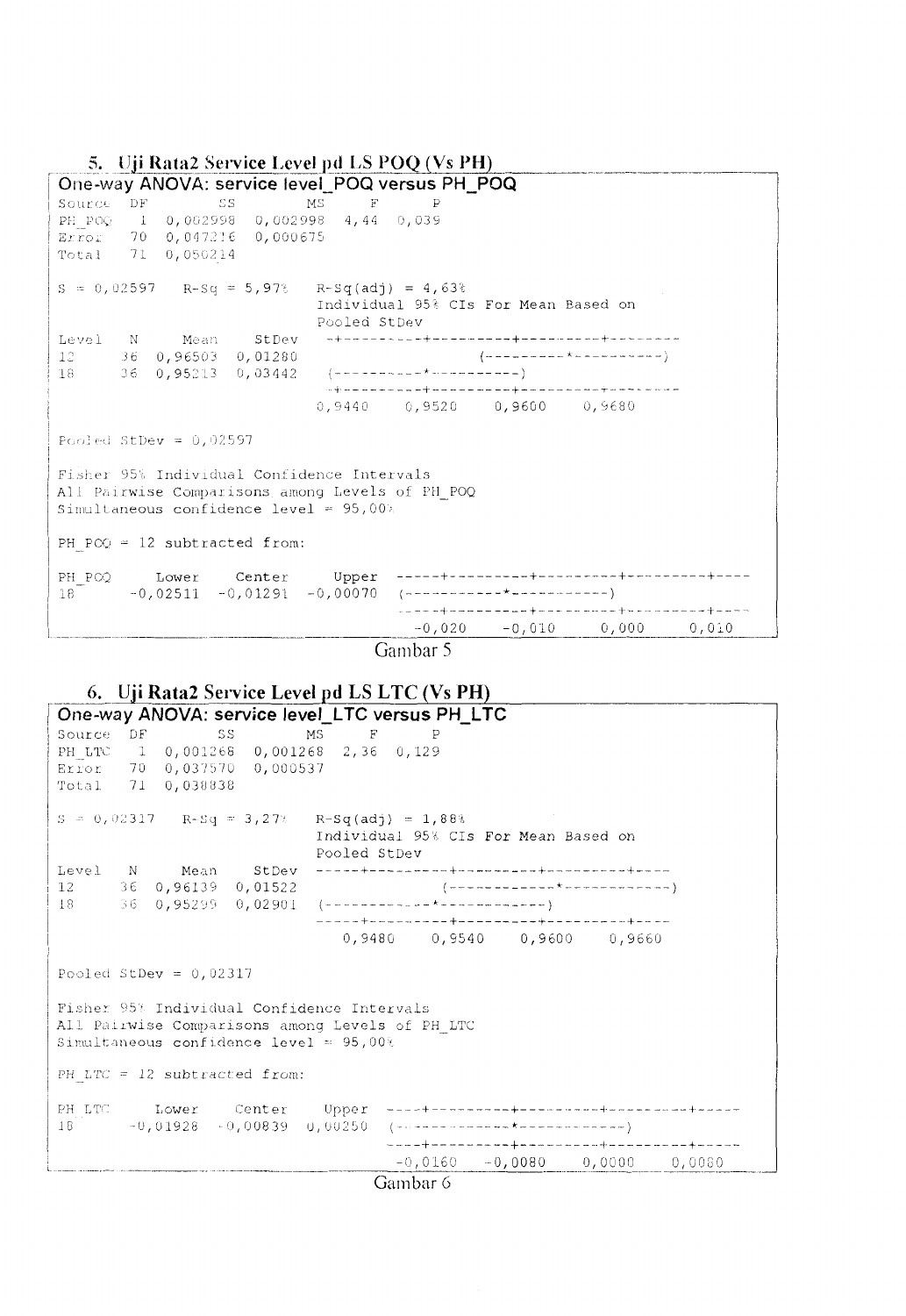### 5. Uji Rata2 Service Level pd LS POQ (Vs PH)

```
One-way ANOVA: service level_POQ versus PH_POQ
Source  DF        SS        MS     F      P
PH_POQ   1  0,002998  0,002998  4,44  0,039
Error   70  0,047216  0,000675
Total   71  0,050214

S = 0,02597   R-Sq = 5,97%   R-Sq(adj) = 4,63%
                             Individual 95% CIs For Mean Based on
                             Pooled StDev
Level   N     Mean    StDev  --+---------+---------+---------+-------
12     36  0,96503  0,01280                     (---------*---------)
18     36  0,95213  0,03442  (---------*---------)
                             --+---------+---------+---------+-------
                             0,9440    0,9520    0,9600    0,9680

Pooled StDev = 0,02597

Fisher 95% Individual Confidence Intervals
All Pairwise Comparisons among Levels of PH_POQ
Simultaneous confidence level = 95,00%

PH_POQ = 12 subtracted from:

PH_POQ     Lower    Center     Upper  -----+---------+---------+---------+----
18      -0,02511  -0,01291  -0,00070  (-----------*-----------)
                                      -----+---------+---------+---------+----
                                        -0,020    -0,010     0,000     0,010
```

Gambar 5

### 6. Uji Rata2 Service Level pd LS LTC (Vs PH)

```
One-way ANOVA: service level_LTC versus PH_LTC
Source  DF        SS        MS     F      P
PH_LTC   1  0,001268  0,001268  2,36  0,129
Error   70  0,037570  0,000537
Total   71  0,038838

S = 0,02317   R-Sq = 3,27%   R-Sq(adj) = 1,88%
                             Individual 95% CIs For Mean Based on
                             Pooled StDev
Level   N     Mean    StDev  -----+---------+---------+---------+----
12     36  0,96139  0,01522               (------------*------------)
18     36  0,95299  0,02901  (------------*------------)
                             -----+---------+---------+---------+----
                               0,9480    0,9540    0,9600    0,9660

Pooled StDev = 0,02317

Fisher 95% Individual Confidence Intervals
All Pairwise Comparisons among Levels of PH_LTC
Simultaneous confidence level = 95,00%

PH_LTC = 12 subtracted from:

PH_LTC     Lower    Center     Upper  ----+---------+---------+---------+-----
18      -0,01928  -0,00839   0,00250  (------------*------------)
                                      ----+---------+---------+---------+-----
                                       -0,0160   -0,0080    0,0000    0,0080
```

Gambar 6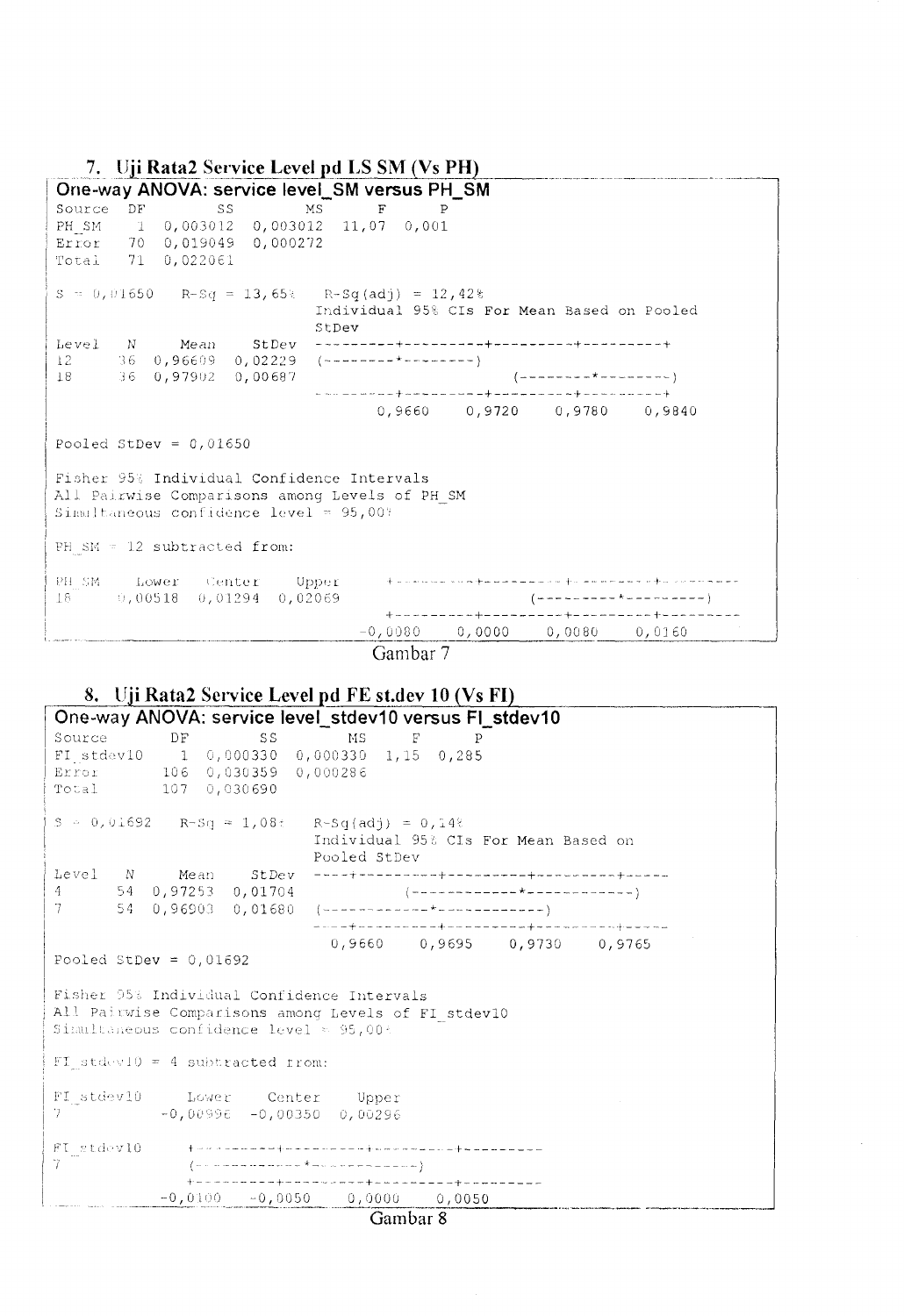### 7. Uji Rata2 Service Level pd LS SM (Vs PH)

**One-way ANOVA: service level_SM versus PH_SM**

```
Source  DF        SS        MS      F      P
PH_SM    1  0,003012  0,003012  11,07  0,001
Error   70  0,019049  0,000272
Total   71  0,022061

S = 0,01650   R-Sq = 13,65%   R-Sq(adj) = 12,42%
                               Individual 95% CIs For Mean Based on Pooled
                               StDev
Level   N     Mean    StDev  ---------+---------+---------+---------+
12     36  0,96609  0,02229  (--------*--------)
18     36  0,97902  0,00687                     (--------*--------)
                             ---------+---------+---------+---------+
                                  0,9660    0,9720    0,9780    0,9840

Pooled StDev = 0,01650

Fisher 95% Individual Confidence Intervals
All Pairwise Comparisons among Levels of PH_SM
Simultaneous confidence level = 95,00%

PH_SM = 12 subtracted from:

PH_SM    Lower   Center    Upper   ---------+---------+---------+---------
18     0,00518  0,01294  0,02069                    (---------*---------)
                                   ---------+---------+---------+---------
                                      -0,0080    0,0000    0,0080    0,0160
```

Gambar 7

### 8. Uji Rata2 Service Level pd FE st.dev 10 (Vs FI)

**One-way ANOVA: service level_stdev10 versus FI_stdev10**

```
Source       DF        SS        MS     F      P
FI_stdev10    1  0,000330  0,000330  1,15  0,285
Error       106  0,030359  0,000286
Total       107  0,030690

S = 0,01692   R-Sq = 1,08%   R-Sq(adj) = 0,14%
                              Individual 95% CIs For Mean Based on
                              Pooled StDev
Level   N     Mean    StDev  ----+---------+---------+---------+-----
4      54  0,97253  0,01704          (------------*------------)
7      54  0,96903  0,01680  (------------*------------)
                             ----+---------+---------+---------+-----
                               0,9660    0,9695    0,9730    0,9765
Pooled StDev = 0,01692

Fisher 95% Individual Confidence Intervals
All Pairwise Comparisons among Levels of FI_stdev10
Simultaneous confidence level = 95,00%

FI_stdev10 = 4 subtracted from:

FI_stdev10     Lower    Center    Upper
7           -0,00996  -0,00350  0,00296

FI_stdev10   +---------+---------+---------+---------
7            (------------*------------)
             +---------+---------+---------+---------
          -0,0100   -0,0050    0,0000    0,0050
```

Gambar 8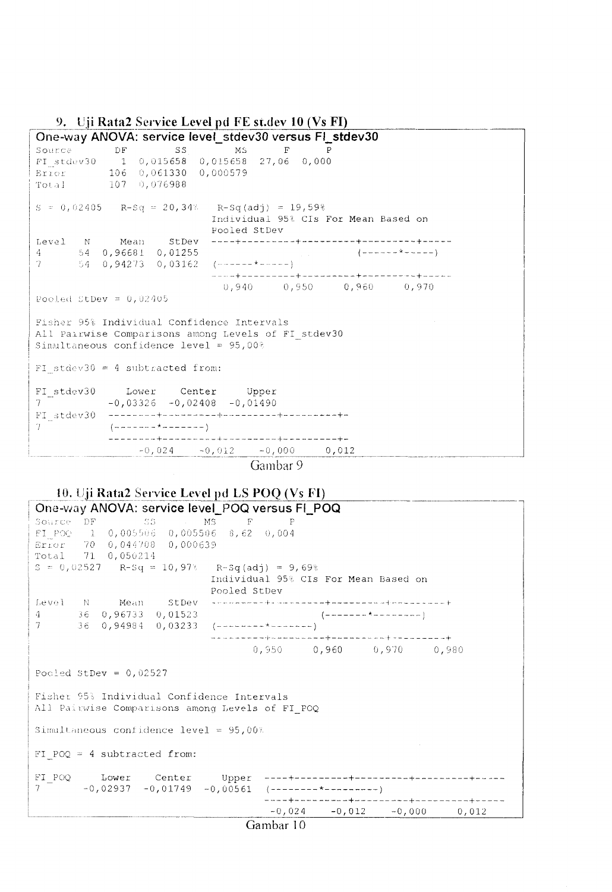### 9. Uji Rata2 Service Level pd FE st.dev 10 (Vs FI)

**One-way ANOVA: service level_stdev30 versus FI_stdev30**

```
Source       DF        SS         MS      F      P
FI_stdev30    1  0,015658   0,015658  27,06  0,000
Error       106  0,061330   0,000579
Total       107  0,076988

S = 0,02405   R-Sq = 20,34%   R-Sq(adj) = 19,59%
                              Individual 95% CIs For Mean Based on
                              Pooled StDev
Level   N     Mean    StDev   ----+---------+---------+---------+-----
4      54  0,96681  0,01255                               (------*-----)
7      54  0,94273  0,03162   (------*-----)
                              ----+---------+---------+---------+-----
                                0,940     0,950     0,960     0,970

Pooled StDev = 0,02405

Fisher 95% Individual Confidence Intervals
All Pairwise Comparisons among Levels of FI_stdev30
Simultaneous confidence level = 95,00%

FI_stdev30 = 4 subtracted from:

FI_stdev30      Lower     Center      Upper
7            -0,03326   -0,02408   -0,01490
FI_stdev30   --------+---------+---------+---------+-
7            (-------*-------)
             --------+---------+---------+---------+-
                  -0,024    -0,012    -0,000     0,012
```

Gambar 9

### 10. Uji Rata2 Service Level pd LS POQ (Vs FI)

**One-way ANOVA: service level_POQ versus FI_POQ**

```
Source  DF        SS         MS     F      P
FI_POQ   1  0,005506   0,005506  8,62  0,004
Error   70  0,044708   0,000639
Total   71  0,050214
S = 0,02527   R-Sq = 10,97%   R-Sq(adj) = 9,69%
                              Individual 95% CIs For Mean Based on
                              Pooled StDev
Level   N     Mean    StDev   ---------+---------+---------+---------+
4      36  0,96733  0,01523                        (-------*--------)
7      36  0,94984  0,03233   (--------*-------)
                              ---------+---------+---------+---------+
                                   0,950     0,960     0,970     0,980

Pooled StDev = 0,02527

Fisher 95% Individual Confidence Intervals
All Pairwise Comparisons among Levels of FI_POQ

Simultaneous confidence level = 95,00%

FI_POQ = 4 subtracted from:

FI_POQ      Lower     Center      Upper   ----+---------+---------+---------+-----
7        -0,02937   -0,01749   -0,00561   (--------*---------)
                                          ----+---------+---------+---------+-----
                                            -0,024    -0,012    -0,000     0,012
```

Gambar 10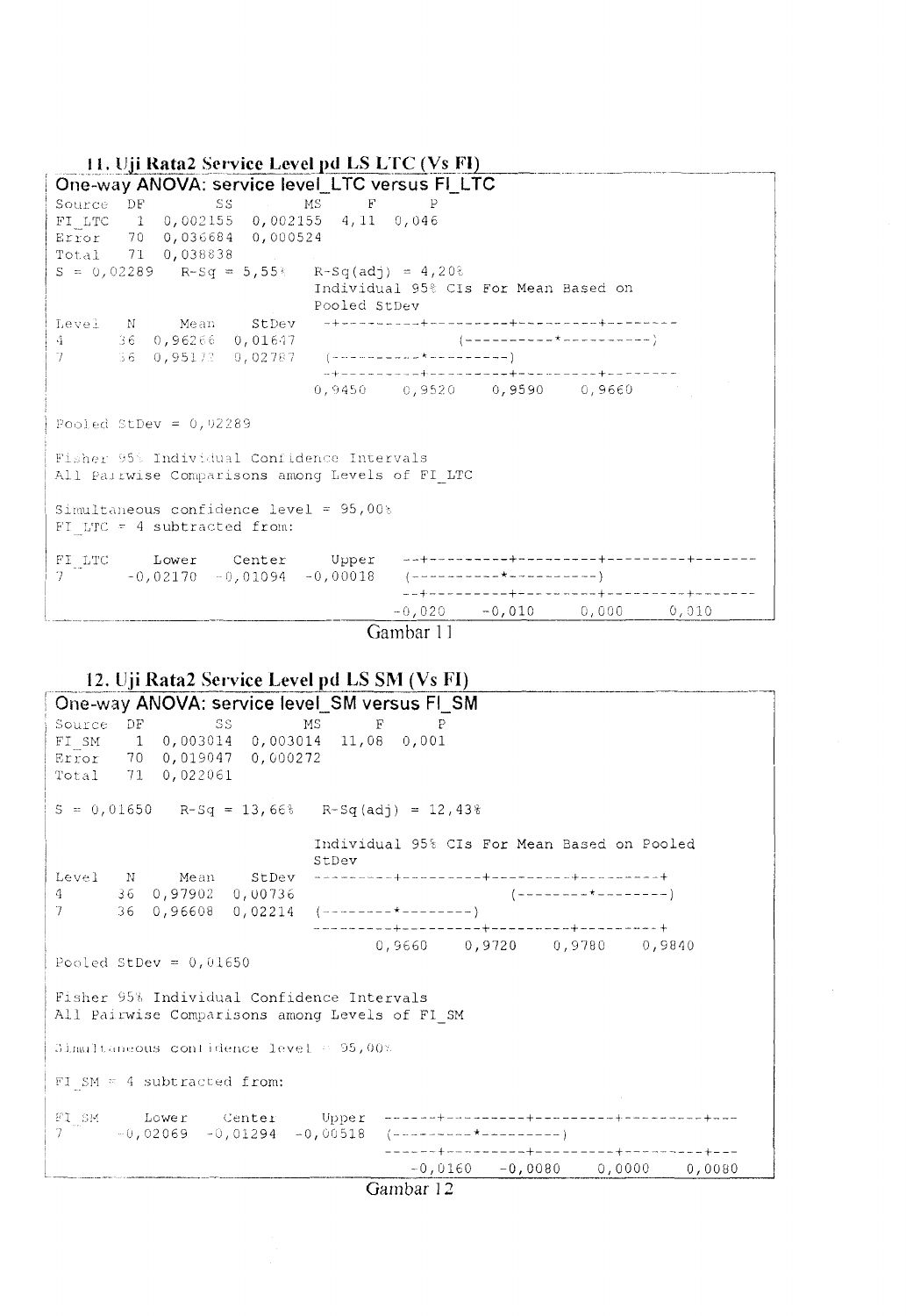### 11. Uji Rata2 Service Level pd LS LTC (Vs FI)

```
One-way ANOVA: service level_LTC versus FI_LTC

Source  DF        SS        MS     F      P
FI_LTC   1  0,002155  0,002155  4,11  0,046
Error   70  0,036684  0,000524
Total   71  0,038838

S = 0,02289   R-Sq = 5,55%   R-Sq(adj) = 4,20%
                             Individual 95% CIs For Mean Based on
                             Pooled StDev
Level   N     Mean    StDev  -+---------+---------+---------+--------
4      36  0,96266  0,01647                      (----------*----------)
7      36  0,95172  0,02787  (----------*---------)
                             -+---------+---------+---------+--------
                             0,9450    0,9520    0,9590    0,9660

Pooled StDev = 0,02289

Fisher 95% Individual Confidence Intervals
All Pairwise Comparisons among Levels of FI_LTC

Simultaneous confidence level = 95,00%
FI_LTC = 4 subtracted from:

FI_LTC     Lower    Center     Upper   --+---------+---------+---------+-------
7       -0,02170  -0,01094  -0,00018   (----------*----------)
                                       --+---------+---------+---------+-------
                                      -0,020    -0,010     0,000     0,010
```

Gambar 11

### 12. Uji Rata2 Service Level pd LS SM (Vs FI)

```
One-way ANOVA: service level_SM versus FI_SM

Source  DF        SS        MS      F      P
FI_SM    1  0,003014  0,003014  11,08  0,001
Error   70  0,019047  0,000272
Total   71  0,022061

S = 0,01650   R-Sq = 13,66%   R-Sq(adj) = 12,43%

                             Individual 95% CIs For Mean Based on Pooled
                             StDev
Level   N     Mean    StDev  ---------+---------+---------+---------+
4      36  0,97902  0,00736                      (--------*--------)
7      36  0,96608  0,02214  (--------*--------)
                             ---------+---------+---------+---------+
                                 0,9660    0,9720    0,9780    0,9840
Pooled StDev = 0,01650

Fisher 95% Individual Confidence Intervals
All Pairwise Comparisons among Levels of FI_SM

Simultaneous confidence level = 95,00%

FI_SM = 4 subtracted from:

FI_SM     Lower    Center     Upper   ------+---------+---------+---------+---
7      -0,02069  -0,01294  -0,00518   (---------*---------)
                                      ------+---------+---------+---------+---
                                         -0,0160   -0,0080    0,0000    0,0080
```

Gambar 12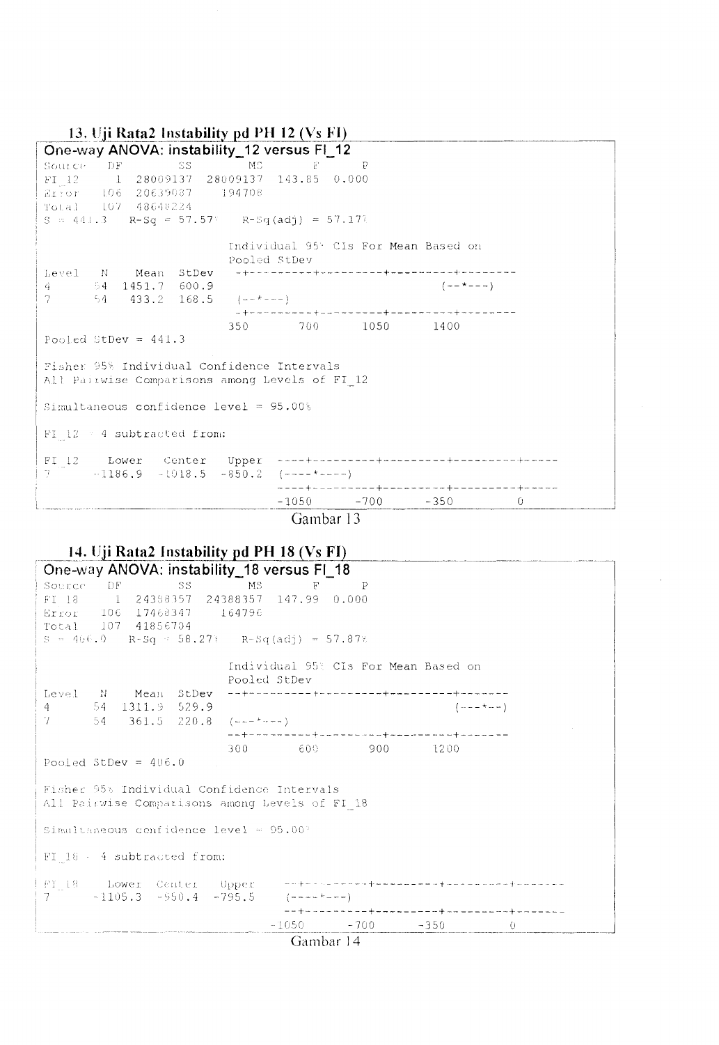### 13. Uji Rata2 Instability pd PH 12 (Vs FI)

**One-way ANOVA: instability_12 versus FI_12**

```
Source   DF        SS        MS       F      P
FI_12     1  28009137  28009137  143.85  0.000
Error   106  20639087    194708
Total   107  48648224
S = 441.3   R-Sq = 57.57%   R-Sq(adj) = 57.17%

                              Individual 95% CIs For Mean Based on
                              Pooled StDev
Level   N    Mean  StDev   -+---------+---------+---------+--------
4      54  1451.7  600.9                                  (--*---)
7      54   433.2  168.5    (--*---)
                           -+---------+---------+---------+--------
                          350       700      1050      1400
Pooled StDev = 441.3

Fisher 95% Individual Confidence Intervals
All Pairwise Comparisons among Levels of FI_12

Simultaneous confidence level = 95.00%

FI_12 = 4 subtracted from:

FI_12    Lower   Center   Upper   ----+---------+---------+---------+-----
7      -1186.9  -1018.5  -850.2   (----*----)
                                  ----+---------+---------+---------+-----
                                  -1050      -700      -350         0
```

Gambar 13

### 14. Uji Rata2 Instability pd PH 18 (Vs FI)

**One-way ANOVA: instability_18 versus FI_18**

```
Source   DF        SS        MS       F      P
FI 18     1  24388357  24388357  147.99  0.000
Error   106  17468347    164796
Total   107  41856704
S = 406.0   R-Sq = 58.27%   R-Sq(adj) = 57.87%

                              Individual 95% CIs For Mean Based on
                              Pooled StDev
Level   N    Mean  StDev   --+---------+---------+---------+-------
4      54  1311.9  529.9                                  (---*--)
7      54   361.5  220.8   (---*---)
                           --+---------+---------+---------+-------
                           300       600       900      1200
Pooled StDev = 406.0

Fisher 95% Individual Confidence Intervals
All Pairwise Comparisons among Levels of FI_18

Simultaneous confidence level = 95.00%

FI_18 = 4 subtracted from:

FI_18    Lower   Center   Upper   --+---------+---------+---------+-------
7      -1105.3   -950.4  -795.5   (----*---)
                                  --+---------+---------+---------+-------
                                -1050      -700      -350         0
```

Gambar 14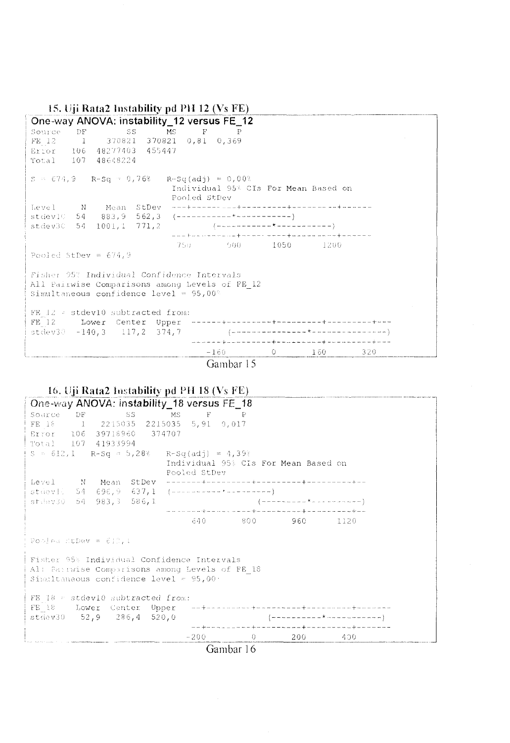### 15. Uji Rata2 Instability pd PH 12 (Vs FE)

```
One-way ANOVA: instability_12 versus FE_12
Source   DF        SS       MS     F      P
FE_12     1    370821   370821  0,81  0,369
Error   106  48277403   455447
Total   107  48648224

S = 674,9   R-Sq = 0,76%    R-Sq(adj) = 0,00%
                            Individual 95% CIs For Mean Based on
                            Pooled StDev
Level      N    Mean  StDev  ---+---------+---------+---------+------
stdev10   54   883,9  562,3  (-----------*-----------)
stdev30   54  1001,1  771,2          (-----------*-----------)
                             ---+---------+---------+---------+------
                              750       900      1050      1200

Pooled StDev = 674,9

Fisher 95% Individual Confidence Intervals
All Pairwise Comparisons among Levels of FE_12
Simultaneous confidence level = 95,00%

FE_12 = stdev10 subtracted from:
FE_12       Lower  Center  Upper  ------+---------+---------+---------+---
stdev30    -140,3   117,2  374,7        (---------------*---------------)
                                  ------+---------+---------+---------+---
                                     -160         0       160       320
```

Gambar 15

### 16. Uji Rata2 Instability pd PH 18 (Vs FE)

```
One-way ANOVA: instability_18 versus FE_18
Source   DF        SS       MS     F      P
FE 18     1   2215035  2215035  5,91  0,017
Error   106  39718960   374707
Total   107  41933994
S = 612,1   R-Sq = 5,28%    R-Sq(adj) = 4,39%
                            Individual 95% CIs For Mean Based on
                            Pooled StDev
Level     N   Mean  StDev  -------+---------+---------+---------+--
stdev10  54  696,9  637,1  (----------*----------)
stdev30  54  983,3  586,1                 (----------*----------)
                           -------+---------+---------+---------+--
                                640       800       960      1120

Pooled StDev = 612,1

Fisher 95% Individual Confidence Intervals
All Pairwise Comparisons among Levels of FE_18
Simultaneous confidence level = 95,00%

FE_18 = stdev10 subtracted from:
FE_18     Lower  Center  Upper   --+---------+---------+---------+-------
stdev30    52,9   286,4  520,0           (----------*----------)
                                 --+---------+---------+---------+-------
                                 -200        0       200       400
```

Gambar 16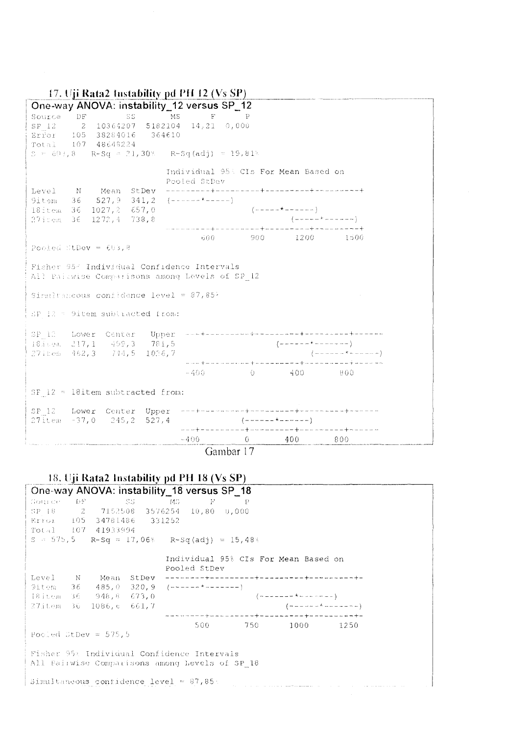### 17. Uji Rata2 Instability pd PH 12 (Vs SP)

**One-way ANOVA: instability_12 versus SP_12**

```
Source   DF        SS       MS      F      P
SP_12     2  10364207  5182104  14,21  0,000
Error   105  38284016   364610
Total   107  48648224

S = 603,8   R-Sq = 21,30%   R-Sq(adj) = 19,81%

                               Individual 95% CIs For Mean Based on
                               Pooled StDev
Level     N    Mean  StDev   ---------+---------+---------+---------+
9item    36   527,9  341,2   (-----*-----)
18item   36  1027,2  657,0                    (-----*------)
27item   36  1272,4  738,8                              (-----*------)
                             ---------+---------+---------+---------+
                                    600       900      1200      1500

Pooled StDev = 603,8

Fisher 95% Individual Confidence Intervals
All Pairwise Comparisons among Levels of SP_12

Simultaneous confidence level = 87,85%

SP_12 = 9item subtracted from:

SP_12    Lower  Center  Upper   ---+---------+---------+---------+------
18item   217,1   499,3  781,5                       (------*-------)
27item   462,3   744,5  1026,7                               (------*------)
                                ---+---------+---------+---------+------
                                 -400         0       400       800

SP_12 = 18item subtracted from:

SP_12    Lower  Center  Upper   ---+---------+---------+---------+------
27item   -37,0   245,2  527,4             (------*------)
                                ---+---------+---------+---------+------
                                 -400         0       400       800
```

Gambar 17

### 18. Uji Rata2 Instability pd PH 18 (Vs SP)

**One-way ANOVA: instability_18 versus SP_18**

```
Source   DF        SS       MS      F      P
SP_18     2   7152508  3576254  10,80  0,000
Error   105  34781486   331252
Total   107  41933994

S = 575,5   R-Sq = 17,06%   R-Sq(adj) = 15,48%

                               Individual 95% CIs For Mean Based on
                               Pooled StDev
Level     N    Mean  StDev   --------+---------+---------+---------+-
9item    36   485,0  320,9   (------*-------)
18item   36   948,8  673,0                     (-------*-------)
27item   36  1086,6  661,7                           (-------*-------)
                             --------+---------+---------+---------+-
                                   500       750      1000      1250

Pooled StDev = 575,5

Fisher 95% Individual Confidence Intervals
All Pairwise Comparisons among Levels of SP_18

Simultaneous confidence level = 87,85%
```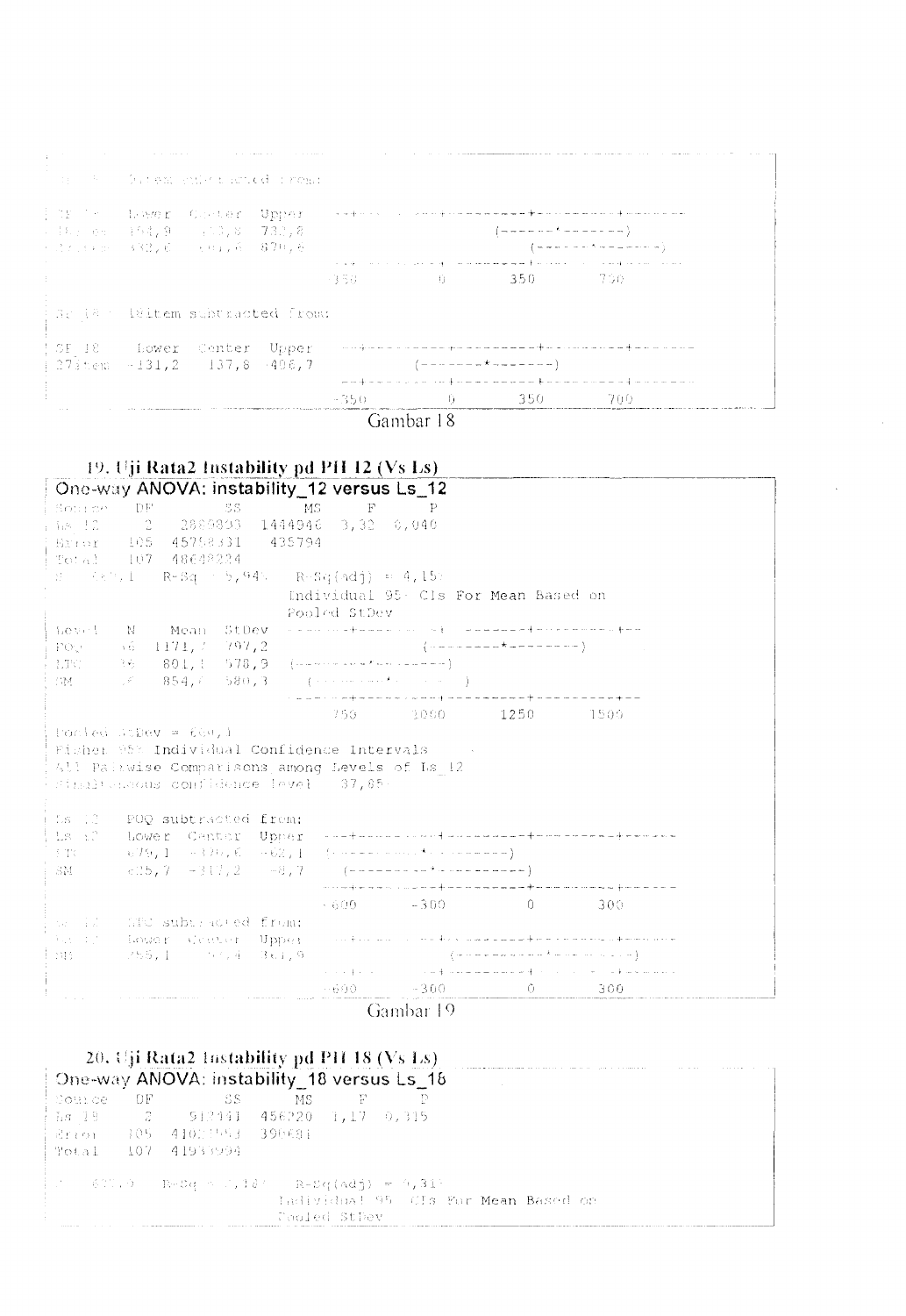```
SF 18   Dirham subtracted from:

SF 18   Lower   Center   Upper   ---+---------+---------+---------+------
Dirham  194,9   463,8    732,8                       (-------*-------)
Starter 332,0   601,0    870,0                          (-------*-------)
                                 ---+---------+---------+---------+------
                                 -350         0       350       700

SF 18   Dirham subtracted from:

SF 18     Lower   Center   Upper   ---+---------+---------+---------+------
Starter   -131,2   137,8   406,7          (-------*-------)
                                   ---+---------+---------+---------+------
                                   -350         0       350       700
```

Gambar 18

## 19. Uji Rata2 Instability pd PH 12 (Vs Ls)

```
One-way ANOVA: instability_12 versus Ls_12

Source   DF        SS       MS     F      P
Ls_12     2   2889893  1444946  3,32  0,040
Error   105  45758331   435794
Total   107  48648224

S = 660,1   R-Sq = 5,94%   R-Sq(adj) = 4,15%

                            Individual 95% CIs For Mean Based on
                            Pooled StDev
Level   N    Mean  StDev  ---------+---------+---------+---------+--
POQ    36  1171,7  797,2                (---------*--------)
LTC    36   801,1  578,9  (---------*---------)
SM     36   854,6  580,3     (---------*---------)
                          ---------+---------+---------+---------+--
                                 750      1000      1250      1500

Pooled StDev = 660,1

Fisher 95% Individual Confidence Intervals
All Pairwise Comparisons among Levels of Ls_12

Simultaneous confidence level = 87,85%

Ls_12 = POQ subtracted from:

Ls_12   Lower   Center   Upper   ---+---------+---------+---------+------
LTC    -679,1   -370,6   -62,1   (---------*----------)
SM     -625,7   -317,2    -8,7      (---------*----------)
                                 ---+---------+---------+---------+------
                                 -600      -300         0       300

Ls_12 = LTC subtracted from:

Ls_12   Lower   Center   Upper   ---+---------+---------+---------+------
SM     -255,1     53,4   361,9                (----------*----------)
                                 ---+---------+---------+---------+------
                                 -600      -300         0       300
```

Gambar 19

## 20. Uji Rata2 Instability pd PH 18 (Vs Ls)

```
One-way ANOVA: instability_18 versus Ls_18

Source   DF        SS      MS     F      P
Ls_18     2    912441  456220  1,17  0,315
Error   105  41021553  390681
Total   107  41933994

S = 625,0   R-Sq = 2,18%   R-Sq(adj) = 0,31%
                            Individual 95% CIs For Mean Based on
                            Pooled StDev
```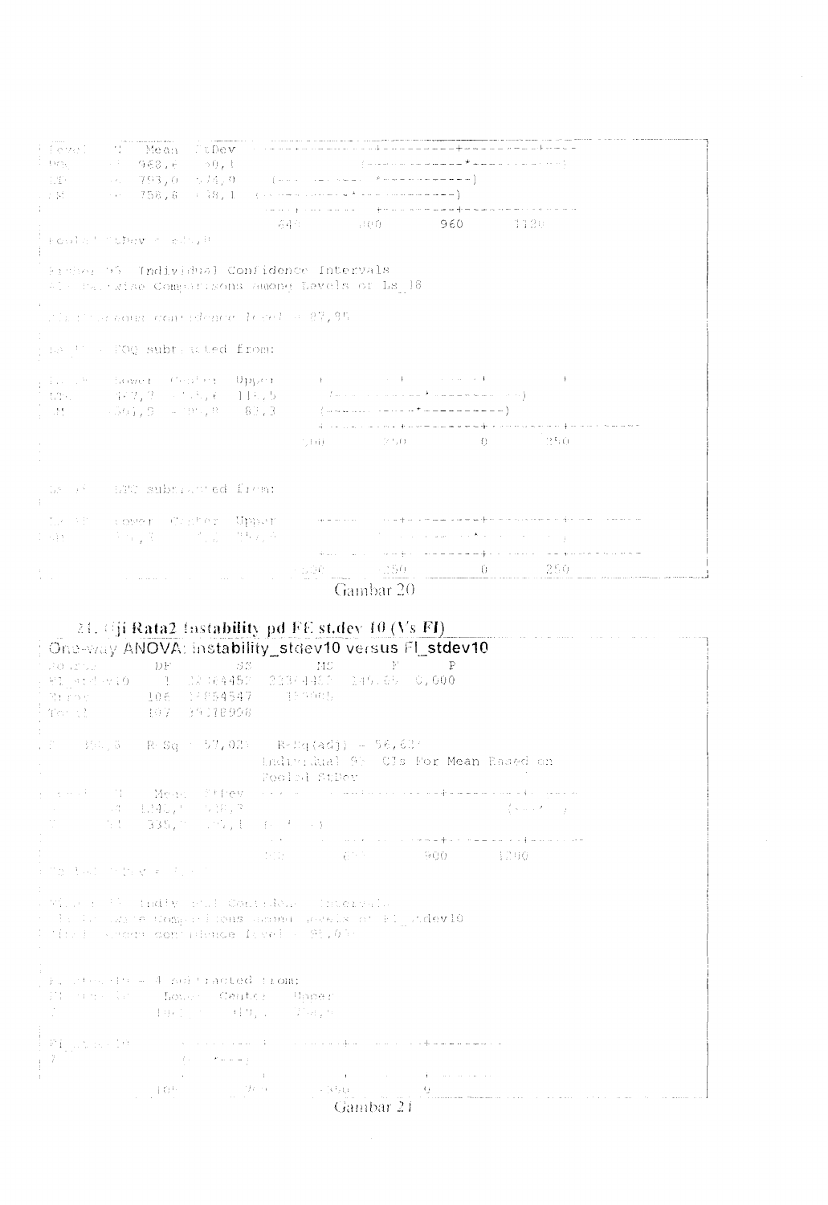```
Level   N   Mean  StDev  ----+---------+---------+---------+----
POQ        968,6   90,1                   (-------------*-----------)
MIC        793,0  174,9     (------------*-----------)
SM         756,6  138,1  (------------*-----------)
                         ----+---------+---------+---------+----
                           640       800       960      1120
Pooled StDev = ...,0

Tukey 95% Individual Confidence Intervals
All Pairwise Comparisons among Levels of Ls_18

Simultaneous confidence level = 97,95

Ls_18 = POQ subtracted from:

Ls_18   Lower  Center  Upper    +---------+---------+---------+
MIC     -...,3  -...,6  11...,5    (------------*----------)
SM      -...,9  -...,0   83,3    (------------*----------)
                               +---------+---------+---------+
                             -500      -250         0       250

Ls_18 = MIC subtracted from:

Ls_18   Lower  Center  Upper    ------+---------+---------+------
SM      ...,3    ...,2  ...,6         (----------*----------)
                               ------+---------+---------+------
                              -500      -250         0       250
```

Gambar 20

21. Uji Rata2 Instability pd FE st.dev 10 (Vs FI)

```
One-way ANOVA: instability_stdev10 versus FI_stdev10

Source       DF        SS        MS       F      P
FI_stdev10    1  22364452  22364452  245,65  0,000
Error       106  16854547    159005
Total       107  39218998

S = 398,5   R-Sq = 57,02%   R-Sq(adj) = 56,62%
                        Individual 95% CIs For Mean Based on
                        Pooled StDev
Level   N    Mean  StDev  ---------+---------+---------+---------
4      ..  1241,.  ...,2                                (---*--)
7      ..   335,.  ...,1  (-*--)
                          ---------+---------+---------+---------
                                300       600       900      1200
Pooled StDev = ...

Tukey 95% Individual Confidence Intervals
All Pairwise Comparisons among Levels of FI_stdev10
Simultaneous confidence level = 95,0%

FI_stdev10 = 4 subtracted from:
FI_stdev10    Lower   Center   Upper
7            -1062,.   -...,.   -...,.

FI_stdev10   ---------+---------+---------+---------
7              (*----)
             ---------+---------+---------+---------
                  -1000      -...      -350         0
```

Gambar 21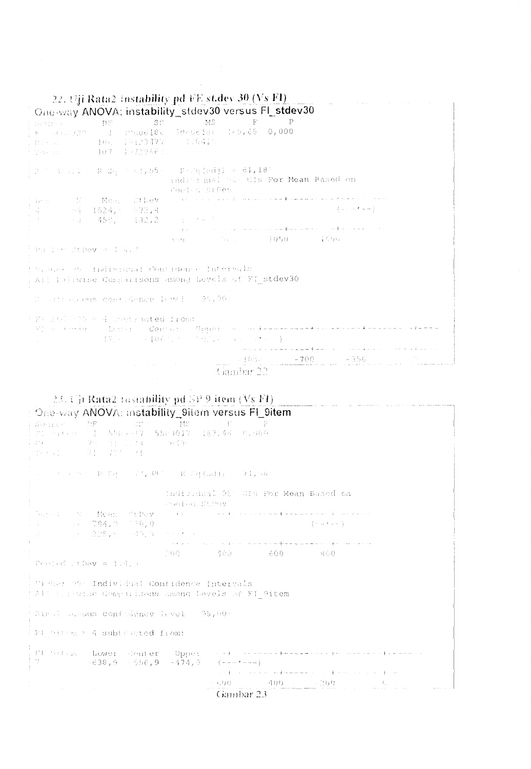## 22. Uji Rata2 instability pd FE st.dev 30 (Vs FI)

```
One-way ANOVA: instability_stdev30 versus FI_stdev30

Source      DF        SS        MS       F      P
FI_stdev30   1  30606186  30606186  165,65  0,000
Error      106  19123477    180410
Total      107  49729663

S = 424,7   R-Sq = 61,55%   R-Sq(adj) = 61,18%

                          Individual 95% CIs For Mean Based on
                          Pooled StDev
Level   N    Mean  StDev  ---------+---------+---------+---------
4      54  1524,0  573,4                              (--*--)
7      54   459,   182,2  (--*--)
                          ---------+---------+---------+---------
                                           1050      1400

Pooled StDev = 424,7

Fisher 95% Individual Confidence Intervals
All Pairwise Comparisons among Levels of FI_stdev30

Simultaneous confidence level = 95,00%

FI_stdev30 = 4 subtracted from:

FI_stdev30   Lower   Center   Upper   --+---------+---------+---------+----
7            -1227   -1064,7  -902,7  (--*--)
                                      --+---------+---------+---------+----
                                      -1050     -700      -350        0
```

Gambar 22

## 23. Uji Rata2 instability pd SP 9 item (Vs FI)

```
One-way ANOVA: instability_9item versus FI_9item

Source    DF       SS       MS       F      P
FI_9item   1  5563017  5563017  183,44  0,000
Error     70  2122774    30325
Total     71  7685791

S = 174,1   R-Sq = 72,38%   R-Sq(adj) = 71,98%

                          Individual 95% CIs For Mean Based on
                          Pooled StDev
Level   N   Mean  StDev  ---------+---------+---------+---------
4      36  784,9  236,0                             (--*--)
7      36  228,0   85,3  (--*--)
                         ---------+---------+---------+---------
                         200       400       600       800

Pooled StDev = 174,1

Fisher 95% Individual Confidence Intervals
All Pairwise Comparisons among Levels of FI_9item

Simultaneous confidence level = 95,00%

FI_9item = 4 subtracted from:

FI_9item   Lower   Center   Upper   --+---------+---------+---------+----
7         -638,9   -556,9  -474,9   (---*---)
                                    --+---------+---------+---------+----
                                    -600      -400      -200        0
```

Gambar 23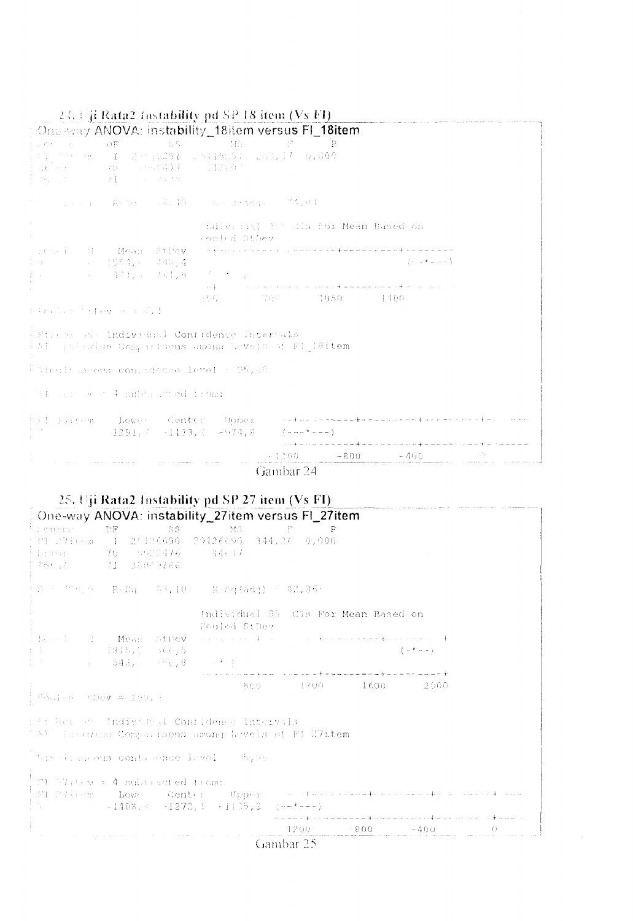24. Uji Rata2 Instability pd SP 18 item (Vs FI)

```
One-way ANOVA: instability_18item versus FI_18item
Source      DF        SS        MS       F      P
FI_18item    1   2..1..251  2..1..251  2..,17  0,000
Error       70  ..5..477    ..1..
Total       71  ..........

S = ...  R-Sq = ..,..%   R-Sq(adj) = ..,..%

                          Individual 95% CIs For Mean Based on
                          Pooled StDev
Level  N   Mean  StDev  --------+---------+---------+--------
.      .  1554,.  346,4                             (--*--)
.      .   421,.  ...,8   (--*--)
                        --+---------+---------+---------+----
                          ...       ...      1050      1400

Pooled StDev = ...

Tukey 95% Individual Confidence Intervals
All Pairwise Comparisons among Levels of FI_18item

Simultaneous confidence level = 95,00%

FI_18item = 4 subtracted from:

FI_18item    Lower   Center    Upper  --+---------+---------+---------+---
.          -1291,.  -1133,.   -974,8  (---*---)
                                      --+---------+---------+---------+---
                                     -1200      -800      -400        0
```

Gambar 24

25. Uji Rata2 Instability pd SP 27 item (Vs FI)

```
One-way ANOVA: instability_27item versus FI_27item
Source      DF        SS        MS       F      P
FI_27item    1  29126690  29126690  344,26  0,000
Error       70   5922476     84607
Total       71  35049166

S = 290,9   R-Sq = 83,10%   R-Sq(adj) = 82,86%

                          Individual 95% CIs For Mean Based on
                          Pooled StDev
Level  N   Mean  StDev  --------+---------+---------+---------+
.      .  1815,.  366,5                             (-*--)
.      .   543,.  ...,8  (-*-)
                        --------+---------+---------+---------+
                              800      1200      1600      2000

Pooled StDev = 290,9

Tukey 95% Individual Confidence Intervals
All Pairwise Comparisons among Levels of FI_27item

Simultaneous confidence level = 95,00%

FI_27item = 4 subtracted from:
FI_27item    Lower   Center    Upper  --+---------+---------+---------+---
.          -1408,.  -1272,.  -1135,3  (--*---)
                                      --+---------+---------+---------+---
                                     -1200      -800      -400        0
```

Gambar 25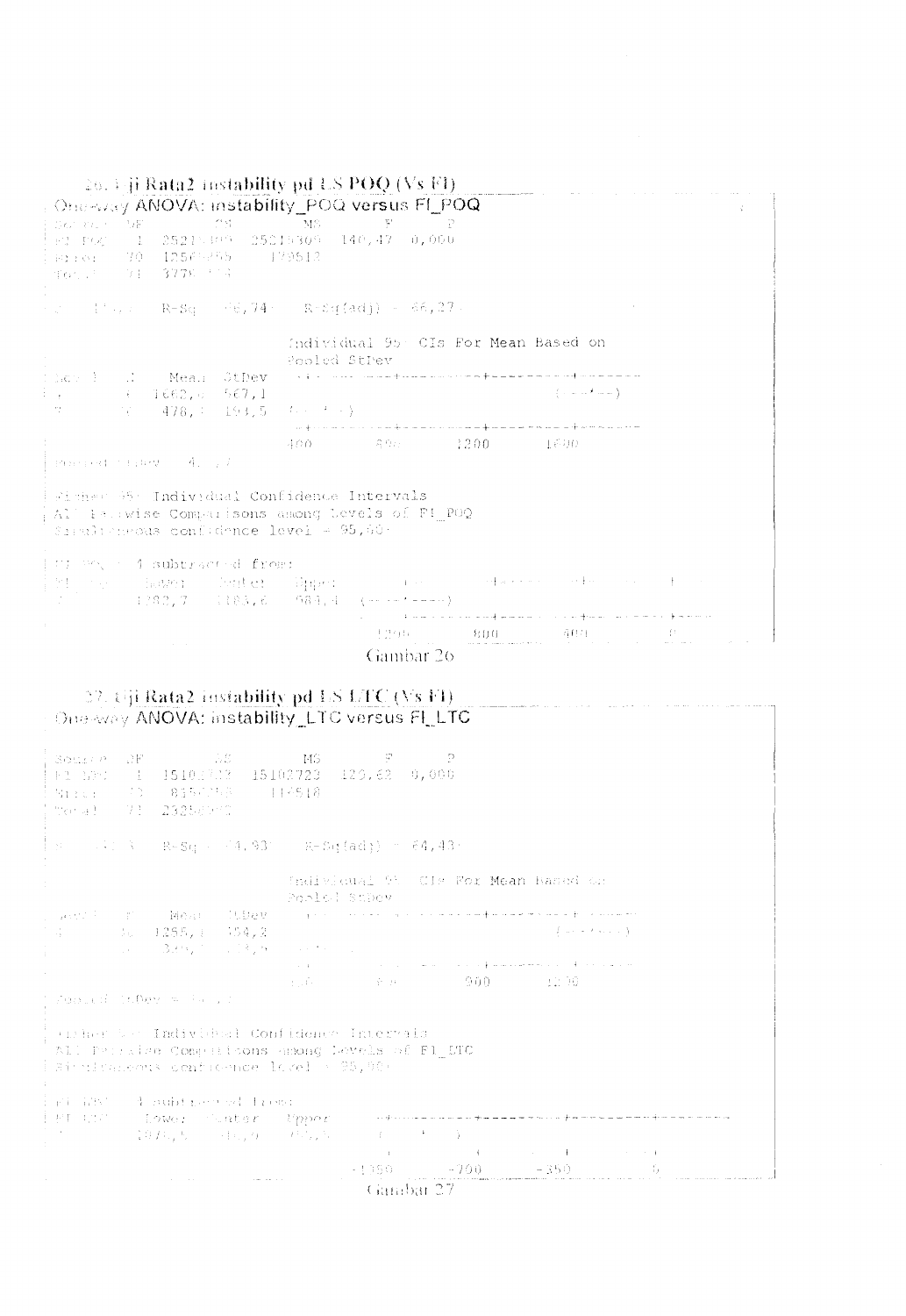## 26. Uji Rata2 instability pd LS POQ (Vs FI)

```
One-way ANOVA: instability_POQ versus FI_POQ

Source  DF        SS        MS       F      P
FI_POQ   1  25215309  25215309  140,47  0,000
Error   70  12565855    179512
Total   71  37781163

S = 423,7   R-Sq = 66,74%   R-Sq(adj) = 66,27%

                             Individual 95% CIs For Mean Based on
                             Pooled StDev
Level   N    Mean  StDev   ---+---------+---------+---------+------
1          1662,6  567,1                                 (---*--)
2           478,9  194,5   (--*-)
                           ---+---------+---------+---------+------
                            400       800      1200      1600

Pooled StDev = 423,7

Fisher 95% Individual Confidence Intervals
All Pairwise Comparisons among Levels of FI_POQ
Simultaneous confidence level = 95,00%

FI_POQ = 1 subtracted from:

FI_POQ   Lower   Center   Upper   ---+---------+---------+---------+---
2      -1382,7  -1183,6  -984,4   (---*----)
                                  ---+---------+---------+---------+---
                                  -1200      -800      -400        0
```

Gambar 26

## 27. Uji Rata2 instability pd LS LTC (Vs FI)

```
One-way ANOVA: instability_LTC versus FI_LTC

Source  DF        SS        MS       F      P
FI_LTC   1  15102723  15102723  129,62  0,000
Error   70   8156253    116518
Total   71  23258976

S = 341,3   R-Sq = 64,93%   R-Sq(adj) = 64,43%

                             Individual 95% CIs For Mean Based on
                             Pooled StDev
Level   N    Mean  StDev   ---+---------+---------+---------+------
1          1255,1  454,2                                 (---*---)
2           339,1  113,6   (--*--)
                           ---+---------+---------+---------+------
                            300       600       900      1200

Pooled StDev = 341,3

Fisher 95% Individual Confidence Intervals
All Pairwise Comparisons among Levels of FI_LTC
Simultaneous confidence level = 95,00%

FI_LTC = 1 subtracted from:

FI_LTC   Lower   Center   Upper   --+---------+---------+---------+----
2      -1076,5   -916,0  -755,5   (---*---)
                                  --+---------+---------+---------+----
                                  -1050      -700      -350        0
```

Gambar 27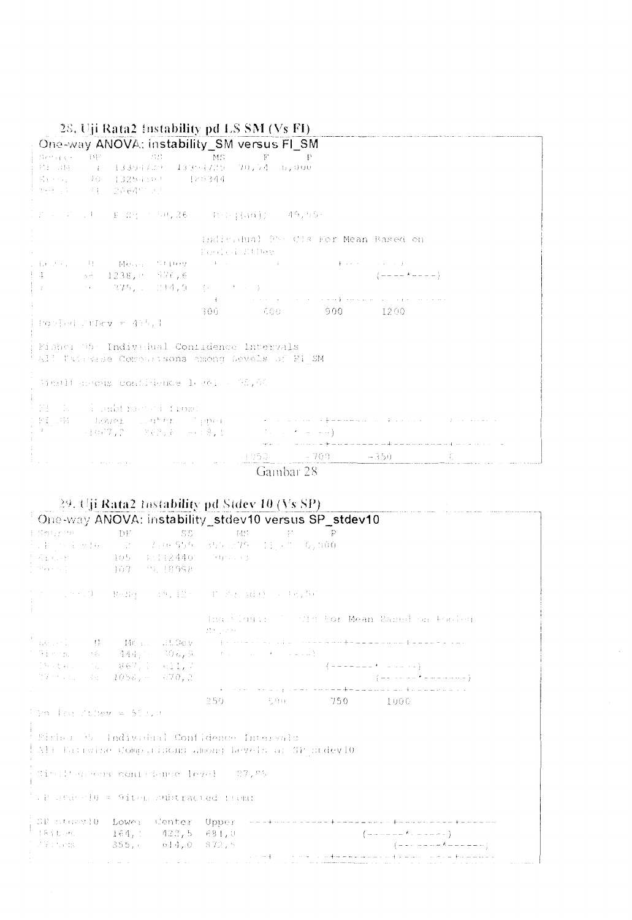## 28. Uji Rata2 Instability pd LS SM (Vs FI)

```
One-way ANOVA: instability_SM versus FI_SM

Source   DF        SS        MS      F      P
FI_SM     1   13394729  13394729  70,74  0,000
Error    70   13254349    189344
Total    71   26649078

S = 435,1   R-Sq = 50,26%   R-Sq(adj) = 49,55%

                           Individual 95% CIs For Mean Based on
                           Pooled StDev
Level   N    Mean  StDev   ---+---------+---------+---------+------
4      36  1238,0  576,6                              (----*----)
7      36   375,1  214,9   (---*---)
                           ---+---------+---------+---------+------
                             300       600       900      1200

Pooled StDev = 435,1

Fisher 95% Individual Confidence Intervals
All Pairwise Comparisons among Levels of FI_SM

Simultaneous confidence level = 95,00%

FI_SM = 4 subtracted from:

FI_SM    Lower  Center   Upper   ---------+---------+---------+---------
7      -1067,7  -862,8  -658,1   (---*---)
                                 ---------+---------+---------+---------
                                     -1050      -700      -350         0
```

Gambar 28

## 29. Uji Rata2 Instability pd Stdev 10 (Vs SP)

```
One-way ANOVA: instability_stdev10 versus SP_stdev10

Source       DF        SS       MS      F      P
SP_stdev10    2   7106959  3553479  11,47  0,000
Error       105  32512440   309642
Total       107  39618998

S = 556,5   R-Sq = 17,94%   R-Sq(adj) = 16,38%

                           Individual 95% CIs For Mean Based on Pooled
                           StDev
Level   N    Mean  StDev   -------+---------+---------+---------+---
9item  36   444,5  306,8   (-----*-----)
18item 36   867,1  611,7                     (--------*-----)
27item 36  1058,5  670,2                           (-------*-------)
                           -------+---------+---------+---------+---
                                250       500       750      1000

Pooled StDev = 556,5

Fisher 95% Individual Confidence Intervals
All Pairwise Comparisons among Levels of SP_stdev10

Simultaneous confidence level = 87,95%

SP_stdev10 = 9item subtracted from:

SP_stdev10   Lower  Center  Upper   ---+---------+---------+---------+------
18item       164,1   422,5  681,0            (-------*-----)
27item       355,4   614,0  872,5                 (-------*------)
                                    ---+---------+---------+---------+------
```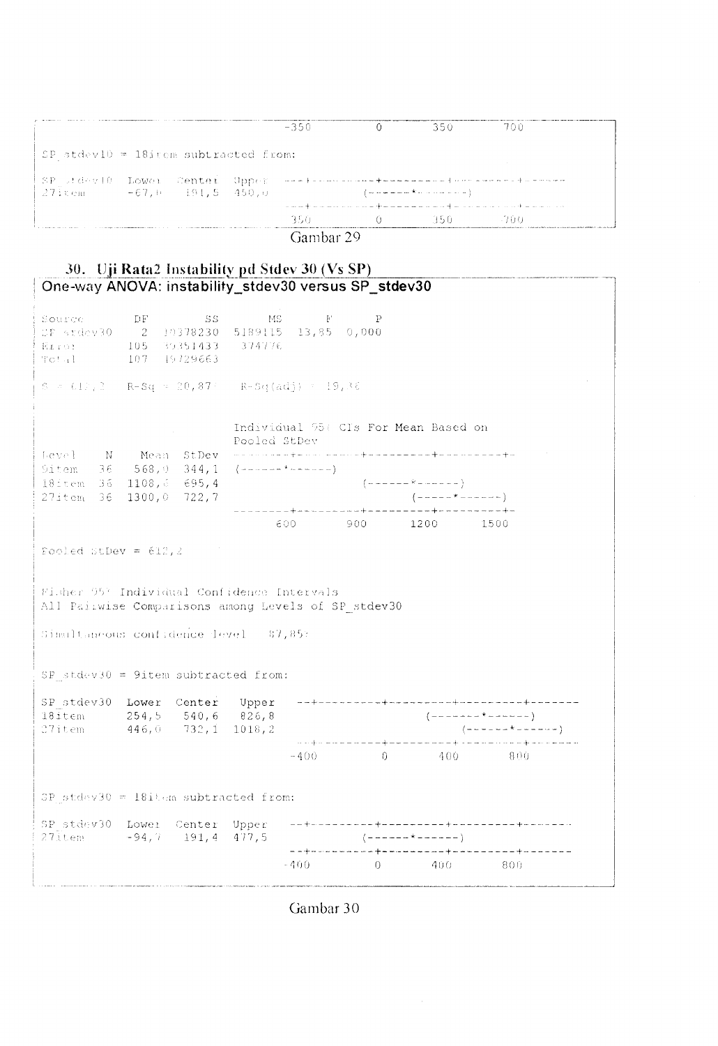```
                              -350         0        350        700

SP_stdev10 = 18item subtracted from:

SP_stdev10  Lower   Center  Upper   ---+---------+---------+---------+------
27item      -67,0   191,5   450,0              (-------*-------)
                                    ---+---------+---------+---------+------
                                      350        0        350        700
```

Gambar 29

## 30. Uji Rata2 Instability pd Stdev 30 (Vs SP)

### One-way ANOVA: instability_stdev30 versus SP_stdev30

```
Source       DF        SS       MS      F      P
SP_stdev30    2  10378230  5189115  13,85  0,000
Error       105  39351433   374776
Total       107  49729663

S = 612,2   R-Sq = 20,87%   R-Sq(adj) = 19,36%


                            Individual 95% CIs For Mean Based on
                            Pooled StDev
Level    N    Mean  StDev   --------+---------+---------+---------+-
9item   36   568,0  344,1   (------*------)
18item  36  1108,6  695,4              (------*------)
27item  36  1300,0  722,7                    (-----*------)
                            --------+---------+---------+---------+-
                                  600       900      1200      1500

Pooled StDev = 612,2


Fisher 95% Individual Confidence Intervals
All Pairwise Comparisons among Levels of SP_stdev30

Simultaneous confidence level = 87,85%


SP_stdev30 = 9item subtracted from:

SP_stdev30  Lower   Center   Upper   --+---------+---------+---------+-------
18item      254,5   540,6   826,8                  (-------*------)
27item      446,0   732,1  1018,2                      (------*------)
                                     --+---------+---------+---------+-------
                                     -400         0       400       800


SP_stdev30 = 18item subtracted from:

SP_stdev30  Lower   Center  Upper   --+---------+---------+---------+-------
27item      -94,7   191,4   477,5              (------*------)
                                    --+---------+---------+---------+-------
                                    -400         0       400       800
```

Gambar 30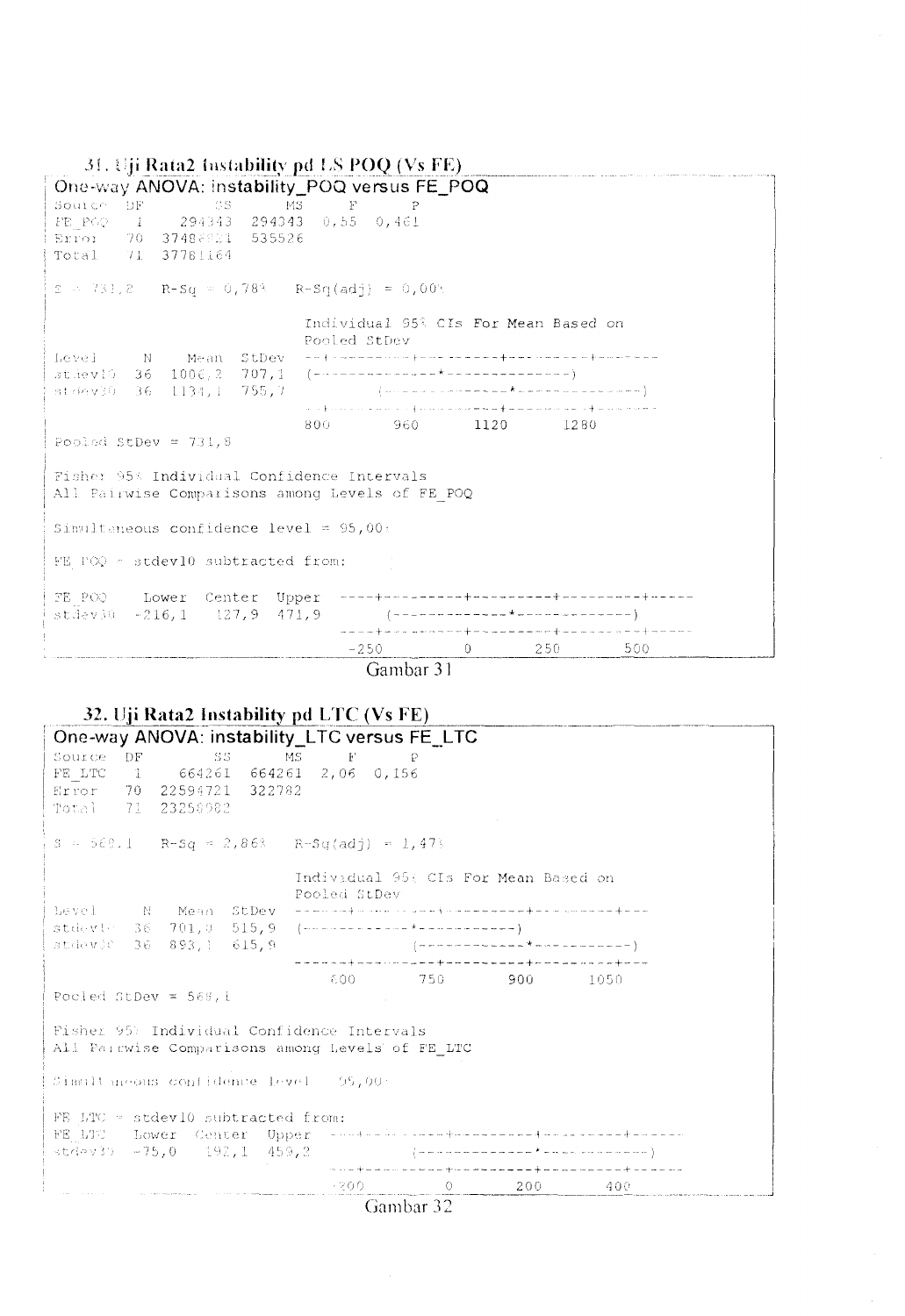### 31. Uji Rata2 Instability pd LS POQ (Vs FE)

```
One-way ANOVA: instability_POQ versus FE_POQ
Source  DF        SS      MS     F      P
FE_POQ   1    294343  294343  0,55  0,461
Error   70  37486821  535526
Total   71  37781164

S = 731,8   R-Sq = 0,78%   R-Sq(adj) = 0,00%

                            Individual 95% CIs For Mean Based on
                            Pooled StDev
Level     N    Mean  StDev  --+---------+---------+---------+-------
stdev10  36  1006,2  707,1  (---------------*---------------)
stdev30  36  1134,1  755,7           (---------------*---------------)
                            --+---------+---------+---------+-------
                            800       960      1120      1280

Pooled StDev = 731,8

Fisher 95% Individual Confidence Intervals
All Pairwise Comparisons among Levels of FE_POQ

Simultaneous confidence level = 95,00%

FE_POQ = stdev10 subtracted from:

FE_POQ     Lower  Center  Upper  ----+---------+---------+---------+-----
stdev30   -216,1   127,9  471,9        (-------------*-------------)
                                 ----+---------+---------+---------+-----
                                   -250         0       250       500
```

Gambar 31

### 32. Uji Rata2 Instability pd LTC (Vs FE)

```
One-way ANOVA: instability_LTC versus FE_LTC
Source  DF        SS      MS     F      P
FE_LTC   1    664261  664261  2,06  0,156
Error   70  22594721  322782
Total   71  23258982

S = 568,1   R-Sq = 2,86%   R-Sq(adj) = 1,47%

                           Individual 95% CIs For Mean Based on
                           Pooled StDev
Level     N   Mean  StDev  ------+---------+---------+---------+---
stdev10  36  701,0  515,9  (-------------*-----------)
stdev30  36  893,1  615,9              (-------------*-----------)
                           ------+---------+---------+---------+---
                               600       750       900      1050

Pooled StDev = 568,1

Fisher 95% Individual Confidence Intervals
All Pairwise Comparisons among Levels of FE_LTC

Simultaneous confidence level = 95,00%

FE_LTC = stdev10 subtracted from:
FE_LTC    Lower  Center  Upper  ----+---------+---------+---------+------
stdev30   -75,0   192,1  459,2         (-------------*-------------)
                                ----+---------+---------+---------+------
                                  -200         0       200       400
```

Gambar 32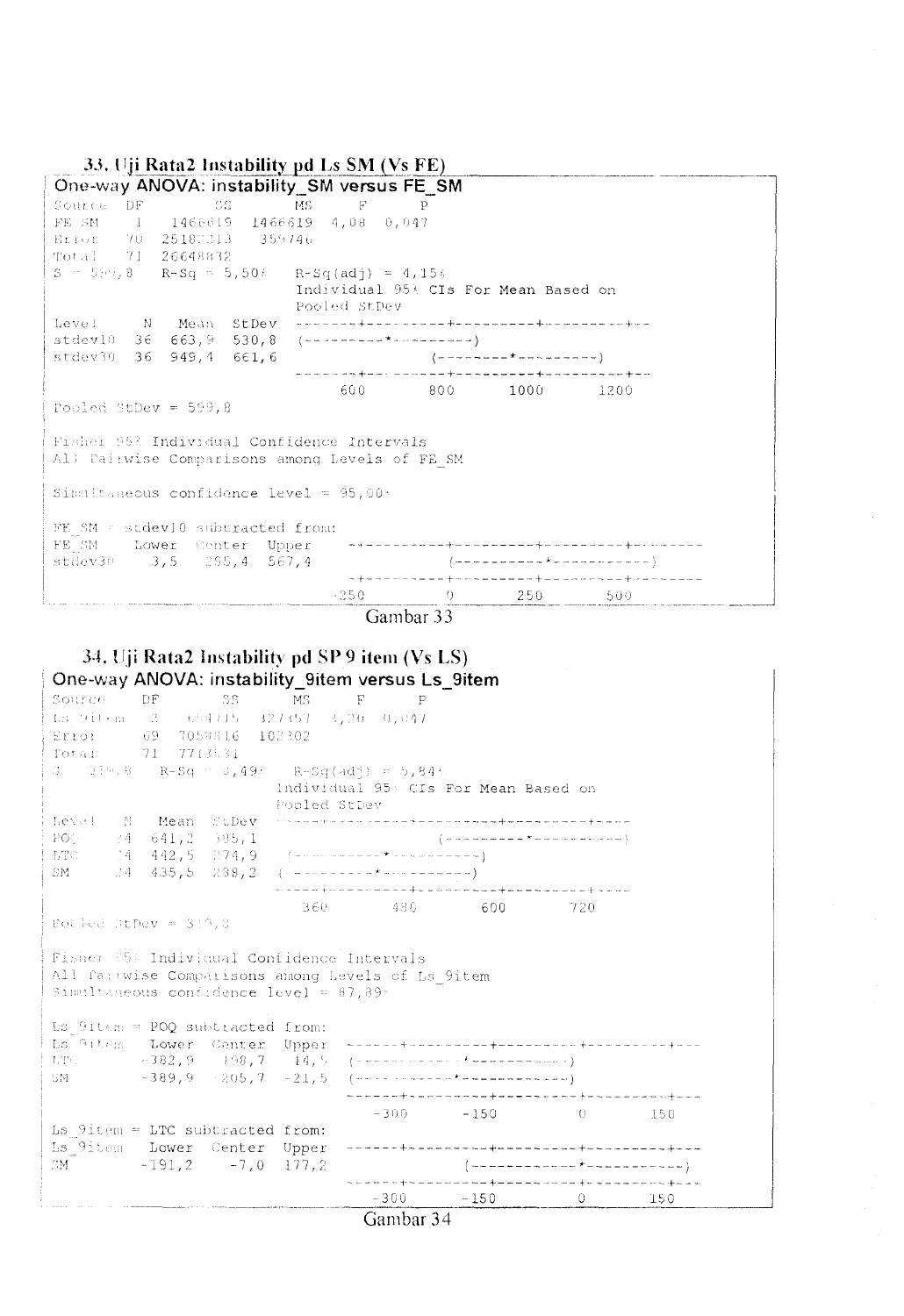### 33. Uji Rata2 Instability pd Ls SM (Vs FE)

```
One-way ANOVA: instability_SM versus FE_SM
Source  DF        SS       MS     F      P
FE_SM    1   1466619  1466619  4,08  0,047
Error   70  25182213   359746
Total   71  26648832
S = 599,8   R-Sq = 5,50%   R-Sq(adj) = 4,15%
                           Individual 95% CIs For Mean Based on
                           Pooled StDev
Level     N   Mean  StDev  -------+---------+---------+---------+--
stdev10  36  663,9  530,8  (---------*---------)
stdev30  36  949,4  661,6              (---------*---------)
                           -------+---------+---------+---------+--
                                 600       800      1000      1200
Pooled StDev = 599,8

Fisher 95% Individual Confidence Intervals
All Pairwise Comparisons among Levels of FE_SM

Simultaneous confidence level = 95,00%

FE_SM = stdev10 subtracted from:
FE_SM    Lower  Center  Upper  --+---------+---------+---------+-------
stdev30    3,5   285,4  567,4           (-----------*-----------)
                               --+---------+---------+---------+-------
                               -250        0       250       500
```

Gambar 33

### 34. Uji Rata2 Instability pd SP 9 item (Vs LS)

```
One-way ANOVA: instability_9item versus Ls_9item
Source    DF        SS      MS     F      P
Ls_9item   2    654715  327357  3,20  0,047
Error     69   7058816  102302
Total     71   7713531
S = 319,8   R-Sq = 8,49%   R-Sq(adj) = 5,84%
                           Individual 95% CIs For Mean Based on
                           Pooled StDev
Level   N   Mean  StDev  -----+---------+---------+---------+----
POQ    24  641,2  385,1                    (----------*-----------)
LTC    24  442,5  274,9  (-----------*-----------)
SM     24  435,5  288,2  (----------*----------)
                         -----+---------+---------+---------+----
                            360       480       600       720
Pooled StDev = 319,8

Fisher 95% Individual Confidence Intervals
All Pairwise Comparisons among Levels of Ls_9item
Simultaneous confidence level = 87,89%

Ls_9item = POQ subtracted from:
Ls_9item   Lower  Center  Upper  ------+---------+---------+---------+---
LTC       -382,9  -198,7   14,5  (------------*------------)
SM        -389,9  -205,7  -21,5  (------------*------------)
                                 ------+---------+---------+---------+---
                                    -300      -150         0       150

Ls_9item = LTC subtracted from:
Ls_9item   Lower  Center  Upper  ------+---------+---------+---------+---
SM        -191,2    -7,0  177,2            (------------*------------)
                                 ------+---------+---------+---------+---
                                    -300      -150         0       150
```

Gambar 34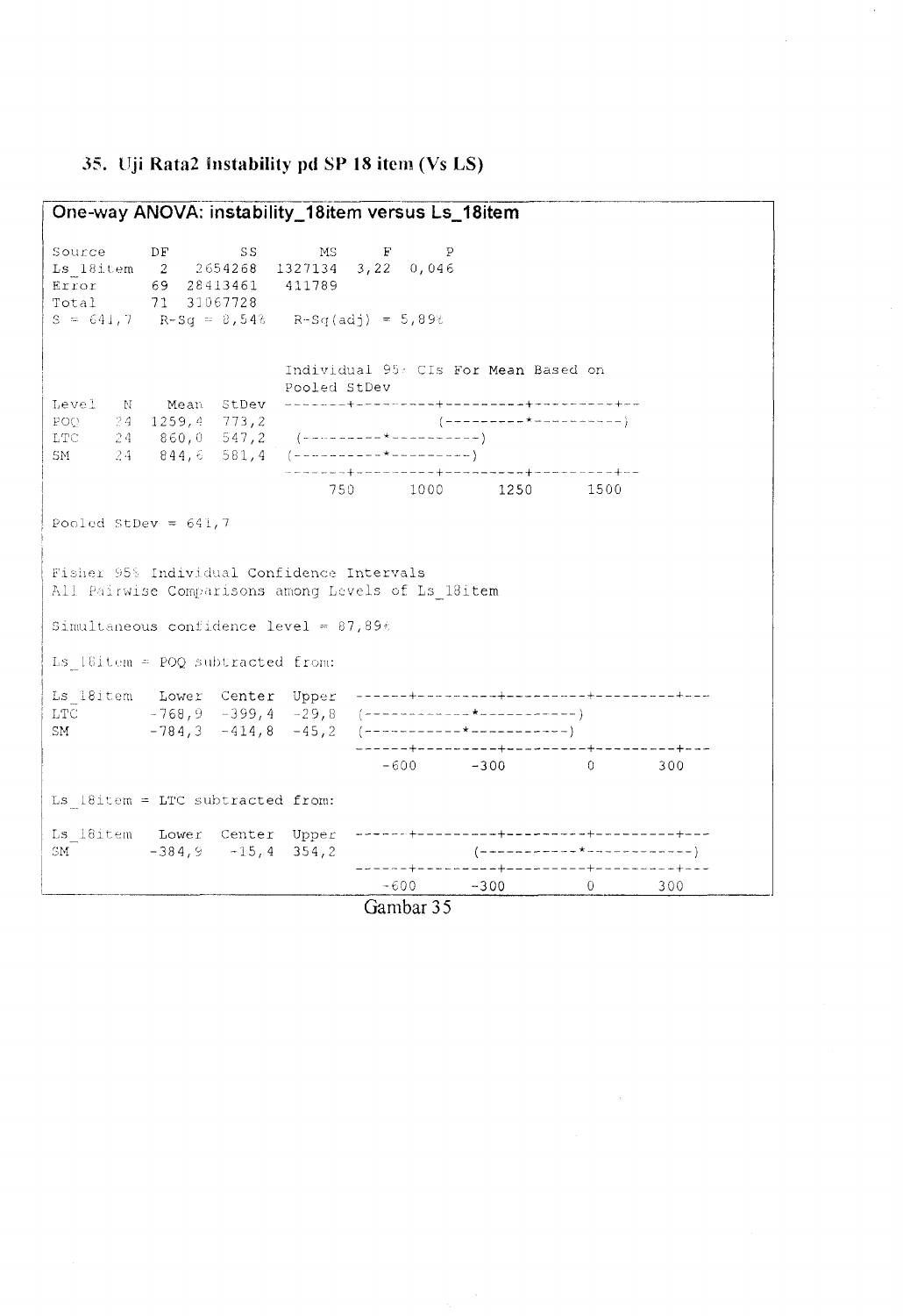### 35. Uji Rata2 Instability pd SP 18 item (Vs LS)

**One-way ANOVA: instability_18item versus Ls_18item**

```
Source     DF        SS       MS     F      P
Ls_18item   2   2654268  1327134  3,22  0,046
Error      69  28413461   411789
Total      71  31067728
S = 641,7   R-Sq = 8,54%   R-Sq(adj) = 5,89%


                          Individual 95% CIs For Mean Based on
                          Pooled StDev
Level   N    Mean  StDev  -------+---------+---------+---------+--
POQ    24  1259,4  773,2                   (---------*----------)
LTC    24   860,0  547,2  (---------*----------)
SM     24   844,6  581,4  (----------*---------)
                          -------+---------+---------+---------+--
                               750      1000      1250      1500

Pooled StDev = 641,7


Fisher 95% Individual Confidence Intervals
All Pairwise Comparisons among Levels of Ls_18item

Simultaneous confidence level = 87,89%

Ls_18item = POQ subtracted from:

Ls_18item   Lower  Center  Upper  ------+---------+---------+---------+---
LTC        -768,9  -399,4  -29,8  (-----------*-----------)
SM         -784,3  -414,8  -45,2  (-----------*-----------)
                                  ------+---------+---------+---------+---
                                      -600      -300         0       300

Ls_18item = LTC subtracted from:

Ls_18item   Lower  Center  Upper  ------+---------+---------+---------+---
SM         -384,9   -15,4  354,2              (-----------*------------)
                                  ------+---------+---------+---------+---
                                      -600      -300         0       300
```

Gambar 35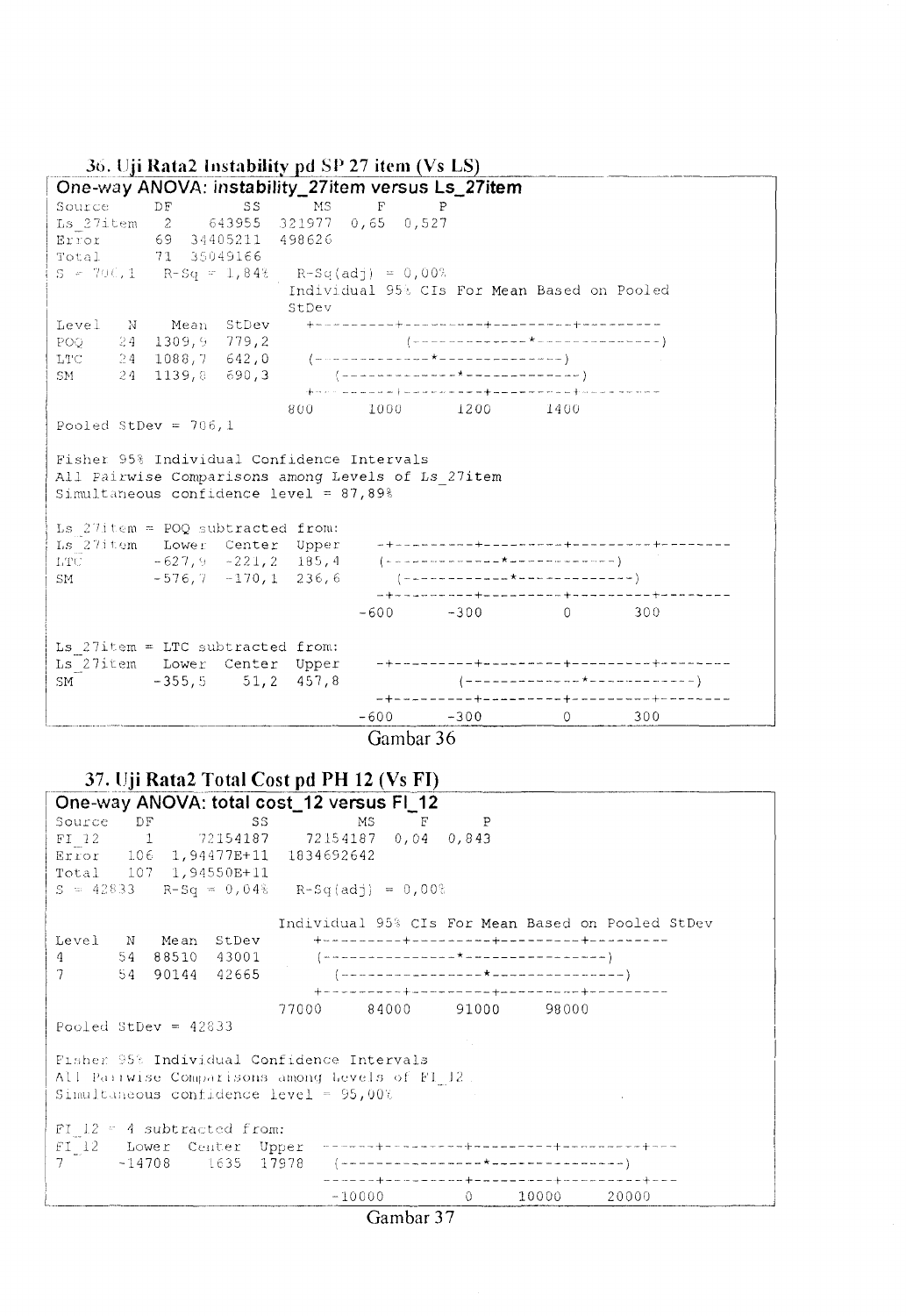### 36. Uji Rata2 Instability pd SP 27 item (Vs LS)

```
One-way ANOVA: instability_27item versus Ls_27item
Source       DF        SS      MS      F      P
Ls_27item     2    643955  321977   0,65  0,527
Error        69  34405211  498626
Total        71  35049166
S = 706,1   R-Sq = 1,84%    R-Sq(adj) = 0,00%
                          Individual 95% CIs For Mean Based on Pooled
                          StDev
Level   N    Mean  StDev  ---------+---------+---------+---------
POQ    24  1309,9  779,2              (-------------*--------------)
LTC    24  1088,7  642,0   (-------------*--------------)
SM     24  1139,8  690,3      (-------------*-------------)
                          ---------+---------+---------+---------
                          800      1000      1200      1400
Pooled StDev = 706,1

Fisher 95% Individual Confidence Intervals
All Pairwise Comparisons among Levels of Ls_27item
Simultaneous confidence level = 87,89%

Ls_27item = POQ subtracted from:
Ls_27item   Lower  Center  Upper  -+---------+---------+---------+--------
LTC        -627,9  -221,2  185,4  (-------------*-------------)
SM         -576,7  -170,1  236,6    (------------*-------------)
                                  -+---------+---------+---------+--------
                                 -600      -300         0       300

Ls_27item = LTC subtracted from:
Ls_27item   Lower  Center  Upper  -+---------+---------+---------+--------
SM         -355,5    51,2  457,8             (-------------*------------)
                                  -+---------+---------+---------+--------
                                 -600      -300         0       300
```

Gambar 36

### 37. Uji Rata2 Total Cost pd PH 12 (Vs FI)

```
One-way ANOVA: total cost_12 versus FI_12
Source   DF           SS          MS     F      P
FI_12     1     72154187    72154187  0,04  0,843
Error   106  1,94477E+11  1834692642
Total   107  1,94550E+11
S = 42833   R-Sq = 0,04%   R-Sq(adj) = 0,00%

                          Individual 95% CIs For Mean Based on Pooled StDev
Level   N   Mean  StDev   ---------+---------+---------+---------
4      54  88510  43001   (---------------*---------------)
7      54  90144  42665      (----------------*---------------)
                          ---------+---------+---------+---------
                          77000     84000     91000     98000
Pooled StDev = 42833

Fisher 95% Individual Confidence Intervals
All Pairwise Comparisons among Levels of FI_12
Simultaneous confidence level = 95,00%

FI_12 = 4 subtracted from:
FI_12   Lower  Center  Upper  ------+---------+---------+---------+---
7      -14708    1635  17978  (----------------*---------------)
                              ------+---------+---------+---------+---
                                -10000         0     10000     20000
```

Gambar 37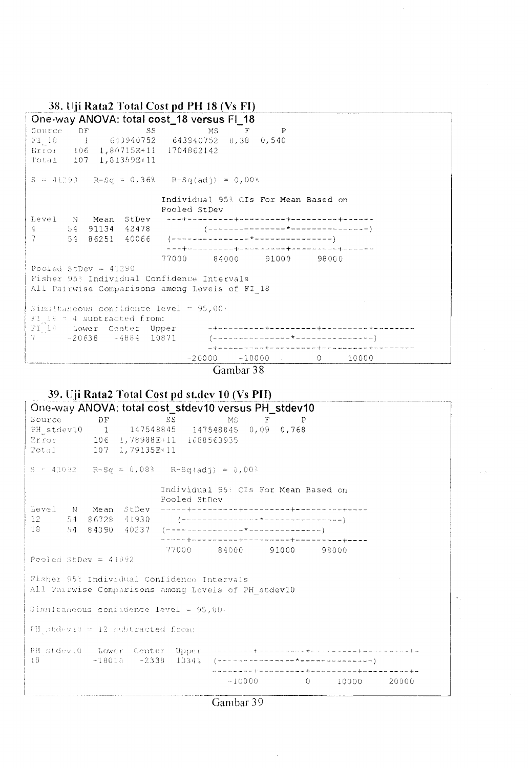### 38. Uji Rata2 Total Cost pd PH 18 (Vs FI)

```
One-way ANOVA: total cost_18 versus FI_18

Source   DF           SS          MS     F      P
FI_18     1    643940752   643940752  0,38  0,540
Error   106  1,80715E+11  1704862142
Total   107  1,81359E+11

S = 41290   R-Sq = 0,36%   R-Sq(adj) = 0,00%

                           Individual 95% CIs For Mean Based on
                           Pooled StDev
Level   N   Mean  StDev   ---+---------+---------+---------+------
4      54  91134  42478          (---------------*---------------)
7      54  86251  40066   (---------------*---------------)
                          ---+---------+---------+---------+------
                           77000     84000     91000     98000
Pooled StDev = 41290
Fisher 95% Individual Confidence Intervals
All Pairwise Comparisons among Levels of FI_18

Simultaneous confidence level = 95,00%
FI_18 = 4 subtracted from:
FI_18   Lower  Center  Upper      -+---------+---------+---------+--------
7      -20638   -4884  10871      (---------------*---------------)
                                  -+---------+---------+---------+--------
                               -20000    -10000         0     10000
```

Gambar 38

### 39. Uji Rata2 Total Cost pd st.dev 10 (Vs PH)

```
One-way ANOVA: total cost_stdev10 versus PH_stdev10

Source        DF           SS          MS     F      P
PH_stdev10     1    147548845   147548845  0,09  0,768
Error        106  1,78988E+11  1688563935
Total        107  1,79135E+11

S = 41092   R-Sq = 0,08%   R-Sq(adj) = 0,00%

                           Individual 95% CIs For Mean Based on
                           Pooled StDev
Level   N   Mean  StDev   -----+---------+---------+---------+----
12     54  86728  41930      (---------------*---------------)
18     54  84390  40237   (---------------*---------------)
                          -----+---------+---------+---------+----
                             77000     84000     91000     98000
Pooled StDev = 41092

Fisher 95% Individual Confidence Intervals
All Pairwise Comparisons among Levels of PH_stdev10

Simultaneous confidence level = 95,00%

PH_stdev10 = 12 subtracted from:

PH_stdev10   Lower  Center  Upper   ---------+---------+---------+---------+-
18          -18016   -2338  13341   (---------------*---------------)
                                    ---------+---------+---------+---------+-
                                         -10000         0     10000     20000
```

Gambar 39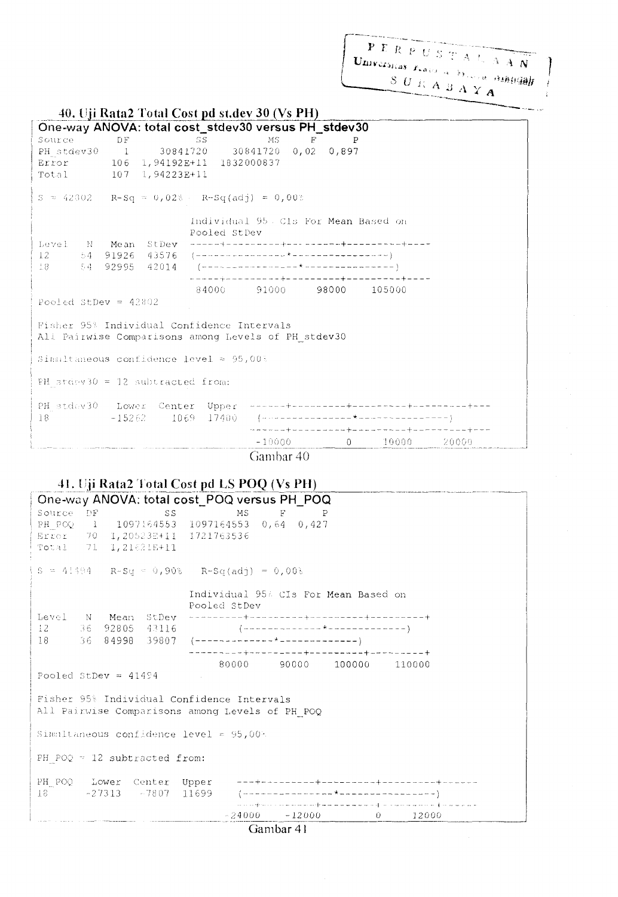### 40. Uji Rata2 Total Cost pd st.dev 30 (Vs PH)

```
One-way ANOVA: total cost_stdev30 versus PH_stdev30
Source       DF           SS          MS     F      P
PH_stdev30    1     30841720    30841720  0,02  0,897
Error       106  1,94192E+11  1832000837
Total       107  1,94223E+11

S = 42802   R-Sq = 0,02%   R-Sq(adj) = 0,00%

                              Individual 95% CIs For Mean Based on
                              Pooled StDev
Level   N   Mean  StDev   -----+---------+---------+---------+----
12     54  91926  43576   (---------------*---------------)
18     54  92995  42014   (---------------*---------------)
                          -----+---------+---------+---------+----
                           84000     91000     98000    105000
Pooled StDev = 42802

Fisher 95% Individual Confidence Intervals
All Pairwise Comparisons among Levels of PH_stdev30

Simultaneous confidence level = 95,00%

PH_stdev30 = 12 subtracted from:

PH_stdev30   Lower  Center  Upper  ------+---------+---------+---------+---
18          -15262    1069  17400    (---------------*---------------)
                                   ------+---------+---------+---------+---
                                     -10000         0     10000     20000
```

Gambar 40

### 41. Uji Rata2 Total Cost pd LS POQ (Vs PH)

```
One-way ANOVA: total cost_POQ versus PH_POQ
Source  DF           SS          MS     F      P
PH_POQ   1   1097164553  1097164553  0,64  0,427
Error   70  1,20523E+11  1721763536
Total   71  1,21621E+11

S = 41494   R-Sq = 0,90%   R-Sq(adj) = 0,00%

                              Individual 95% CIs For Mean Based on
                              Pooled StDev
Level   N   Mean  StDev   ---------+---------+---------+---------+
12     36  92805  43116          (-------------*-------------)
18     36  84998  39807   (-------------*-------------)
                          ---------+---------+---------+---------+
                               80000     90000    100000    110000
Pooled StDev = 41494

Fisher 95% Individual Confidence Intervals
All Pairwise Comparisons among Levels of PH_POQ

Simultaneous confidence level = 95,00%

PH_POQ = 12 subtracted from:

PH_POQ   Lower  Center  Upper   ---+---------+---------+---------+------
18      -27313   -7807  11699   (---------------*---------------)
                                ---+---------+---------+---------+------
                                -24000    -12000         0     12000
```

Gambar 41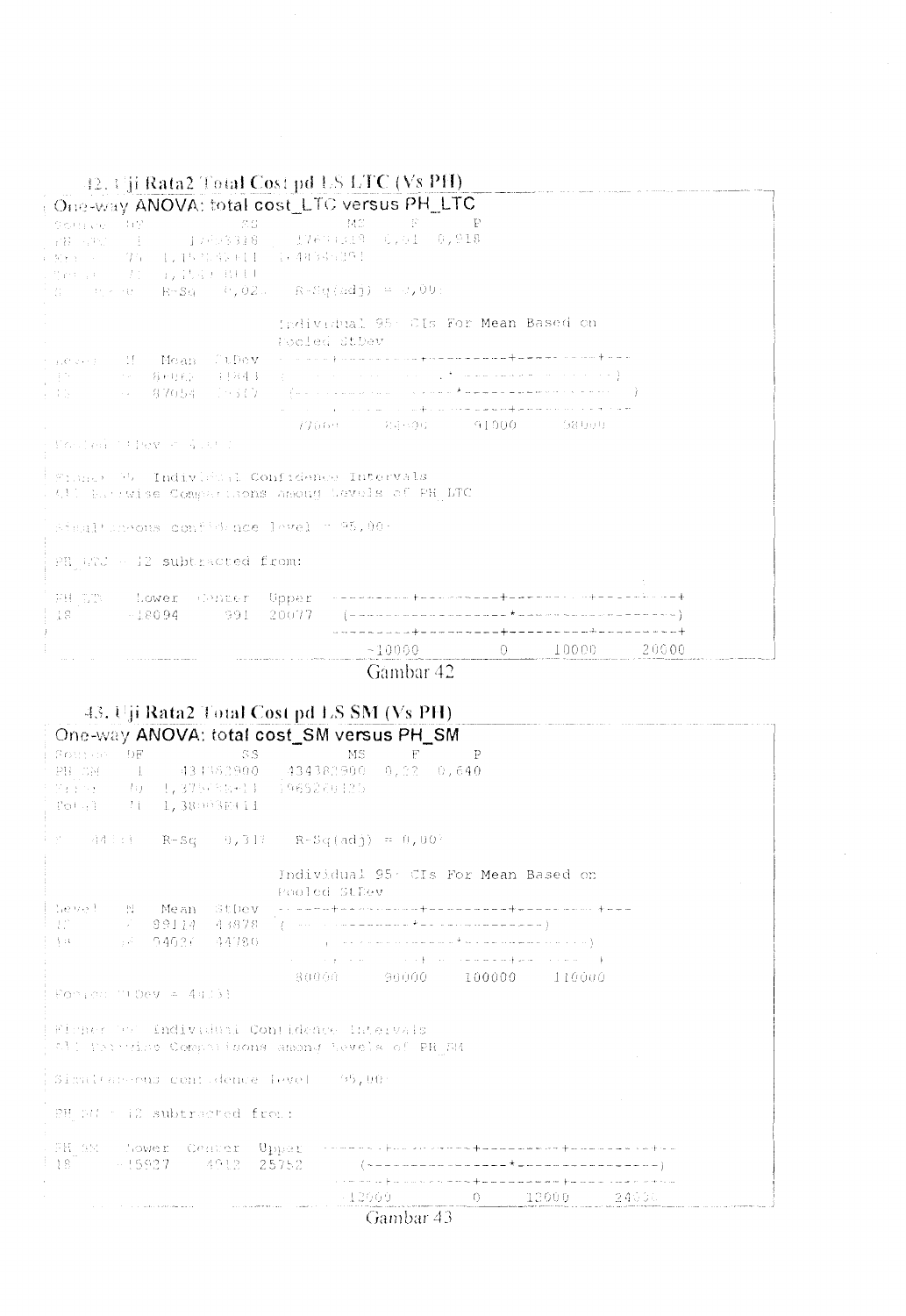### 42. Uji Rata2 Total Cost pd LS LTC (Vs PH)

```
One-way ANOVA: total cost_LTC versus PH_LTC

Source  DF           SS         MS     F      P
PH_LTC   1     17653318   17653318  0,01  0,918
Error   70  1,1592E+11  1,65596E+09
Total   71  1,1593E+11

S = 40693   R-Sq = 0,02%   R-Sq(adj) = 0,00%

                           Individual 95% CIs For Mean Based on
                           Pooled StDev
Level   N   Mean  StDev  ---------+---------+---------+---------+---
12     36  86062  43843  (-------------------*-------------------)
18     36  87054  37317     (-------------------*-------------------)
                         ---------+---------+---------+---------+---
                             77000     84000     91000     98000

Pooled StDev = 40693

Fisher 95% Individual Confidence Intervals
All Pairwise Comparisons among Levels of PH_LTC

Simultaneous confidence level = 95,00%

PH_LTC = 12 subtracted from:

PH_LTC   Lower  Center  Upper  ---------+---------+---------+---------+
18      -18694     991  20077  (-------------------*-------------------)
                               ---------+---------+---------+---------+
                                    -10000         0     10000     20000
```

Gambar 42

### 43. Uji Rata2 Total Cost pd LS SM (Vs PH)

```
One-way ANOVA: total cost_SM versus PH_SM

Source  DF           SS         MS     F      P
PH_SM    1    434382900  434382900  0,22  0,640
Error   70  1,37555E+11 1965070125
Total   71  1,38003E+11

S = 44329   R-Sq = 0,31%   R-Sq(adj) = 0,00%

                           Individual 95% CIs For Mean Based on
                           Pooled StDev
Level   N   Mean  StDev  --------+---------+---------+---------+---
12     36  99114  43878  (------------*-------------)
18     36  94026  44780      (-------------*--------------)
                         --------+---------+---------+---------+---
                             80000     90000    100000    110000

Pooled StDev = 44329

Fisher 95% Individual Confidence Intervals
All Pairwise Comparisons among Levels of PH_SM

Simultaneous confidence level = 95,00%

PH_SM = 12 subtracted from:

PH_SM   Lower  Center  Upper  ---------+---------+---------+---------+
18     -15927    4912  25752     (---------------*---------------)
                              ---------+---------+---------+---------+
                                  -12000         0     12000     24000
```

Gambar 43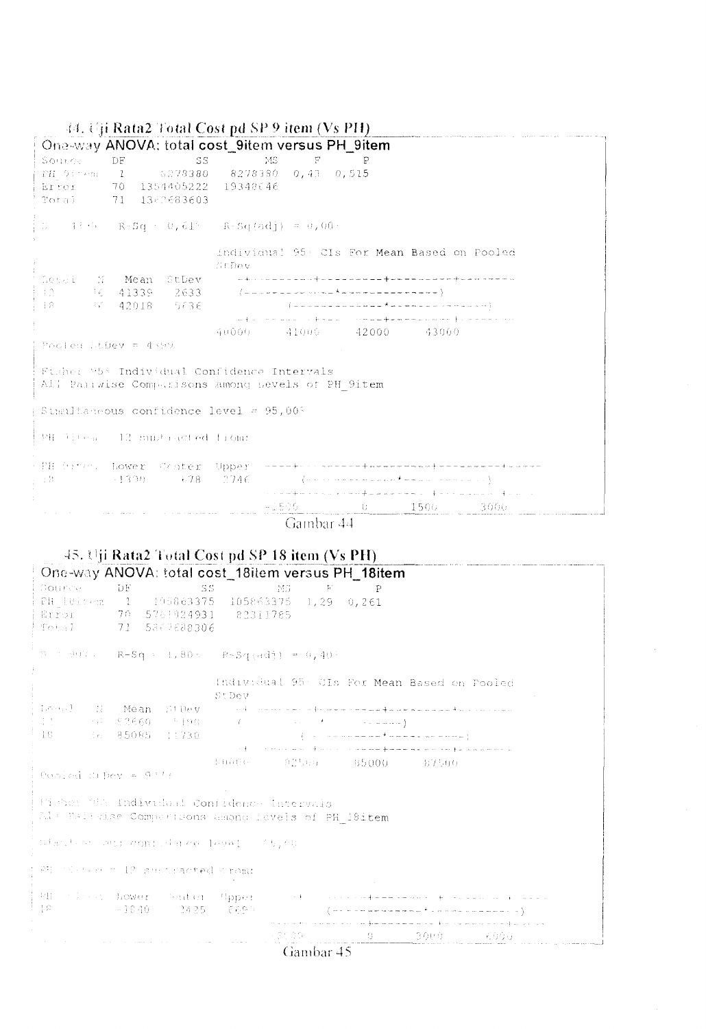### 44. Uji Rata2 Total Cost pd SP 9 item (Vs PH)

```
One-way ANOVA: total cost_9item versus PH_9item
Source    DF          SS        MS     F      P
PH_9item   1     8278380   8278380  0,43  0,515
Error     70  1354405222  19348646
Total     71  1362683603

S = 4399   R-Sq = 0,61%   R-Sq(adj) = 0,00%

                            Individual 95% CIs For Mean Based on Pooled
                            StDev
Level   N   Mean  StDev     -+---------+---------+---------+--------
12     16  41339   2633      (--------------*--------------)
18     56  42018   5636               (--------------*--------------)
                            -+---------+---------+---------+--------
                           40000     41000     42000     43000
Pooled StDev = 4399

Fisher 95% Individual Confidence Intervals
All Pairwise Comparisons among Levels of PH_9item

Simultaneous confidence level = 95,00%

PH_9item = 12 subtracted from:

PH_9item  Lower  Center  Upper  ----+---------+---------+---------+-----
18        -1390     678   2746      (--------------*--------------)
                                ----+---------+---------+---------+-----
                                 -1500        0      1500      3000
```

Gambar 44

### 45. Uji Rata2 Total Cost pd SP 18 item (Vs PH)

```
One-way ANOVA: total cost_18item versus PH_18item
Source     DF          SS         MS     F      P
PH_18item   1   105863375  105863375  1,29  0,261
Error      70  5761824931   82311785
Total      71  5867688306

S = 9073   R-Sq = 1,80%   R-Sq(adj) = 0,40%

                            Individual 95% CIs For Mean Based on Pooled
                            StDev
Level   N   Mean  StDev     -+---------+---------+---------+--------
12     16  82660   5198      (            *           -------)
18     56  85085  11730               (----------*-----------)
                            -+---------+---------+---------+--------
                           80000     82500     85000     87500
Pooled StDev = 9073

Fisher 95% Individual Confidence Intervals
All Pairwise Comparisons among Levels of PH_18item

Simultaneous confidence level = 95,00%

PH_18item = 12 subtracted from:

PH_18item  Lower  Center  Upper  ----+---------+---------+---------+-----
18         -1840    2425   6690      (--------------*--------------)
                                 ----+---------+---------+---------+-----
                                  -3000        0      3000      6000
```

Gambar 45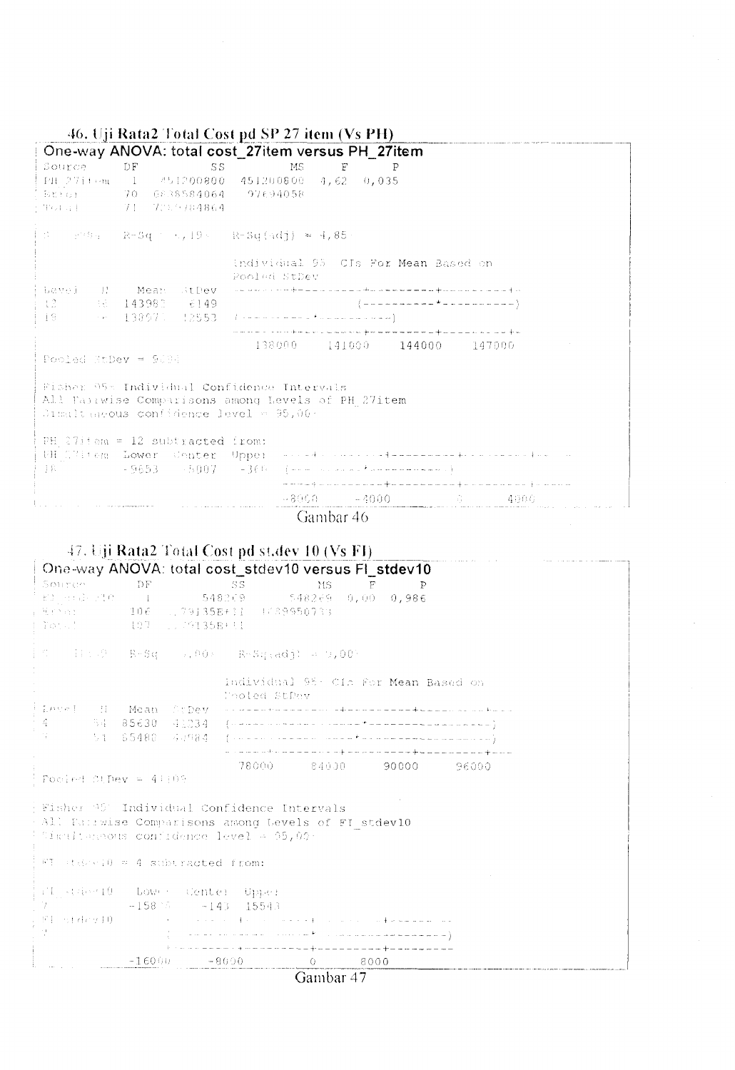### 46. Uji Rata2 Total Cost pd SP 27 item (Vs PH)

```
One-way ANOVA: total cost_27item versus PH_27item

Source      DF          SS          MS     F      P
PH_27item    1   451200800   451200800  4,62  0,035
Error       70  6838584064    97694058
Total       71  7289784864

S = 9884   R-Sq = 6,19%   R-Sq(adj) = 4,85%

                              Individual 95% CIs For Mean Based on
                              Pooled StDev
Level   N    Mean  StDev   --------+---------+---------+---------+-
12     36  143983   6149                  (----------*----------)
18     36  138976  12553   (----------*----------)
                           --------+---------+---------+---------+-
                             138000    141000    144000    147000

Pooled StDev = 9884

Fisher 95% Individual Confidence Intervals
All Pairwise Comparisons among Levels of PH_27item
Simultaneous confidence level = 95,00%

PH_27item = 12 subtracted from:

PH_27item  Lower  Center  Upper  ---+---------+---------+---------+-----
18         -9653   -5007   -360  (----------*----------)
                                 ---+---------+---------+---------+-----
                                 -8000     -4000         0      4000
```

Gambar 46

### 47. Uji Rata2 Total Cost pd st.dev 10 (Vs FI)

```
One-way ANOVA: total cost_stdev10 versus FI_stdev10

Source      DF          SS          MS     F      P
FI_stdev10   1      548269      548269  0,00  0,986
Error      106  1,79135E+11  1689950733
Total      107  1,79135E+11

S = 41109   R-Sq = 0,00%   R-Sq(adj) = 0,00%

                              Individual 95% CIs For Mean Based on
                              Pooled StDev
Level   N   Mean  StDev   --------------+-----------+-----------+---
4      54  85630  41234   (----------------*----------------)
7      54  85488  40984   (----------------*----------------)
                          --------------+-----------+-----------+---
                            78000     84000     90000     96000

Pooled StDev = 41109

Fisher 95% Individual Confidence Intervals
All Pairwise Comparisons among Levels of FI_stdev10
Simultaneous confidence level = 95,00%

FI_stdev10 = 4 subtracted from:

FI_stdev10   Lower  Center  Upper
7          -15828    -143  15543

FI_stdev10  ---------+---------+---------+--------
7           (----------------*----------------)
            ---------+---------+---------+--------
             -16000    -8000         0      8000
```

Gambar 47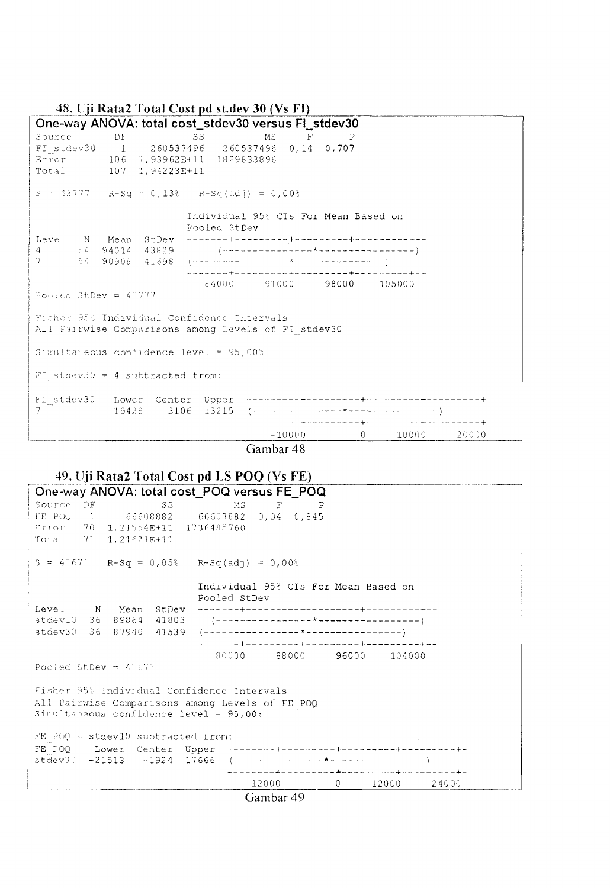### 48. Uji Rata2 Total Cost pd st.dev 30 (Vs FI)

```
One-way ANOVA: total cost_stdev30 versus FI_stdev30
Source        DF          SS          MS     F      P
FI_stdev30     1   260537496   260537496  0,14  0,707
Error        106  1,93962E+11  1829833896
Total        107  1,94223E+11

S = 42777   R-Sq = 0,13%   R-Sq(adj) = 0,00%

                            Individual 95% CIs For Mean Based on
                            Pooled StDev
Level   N   Mean  StDev  --------+---------+---------+---------+--
4      54  94014  43829       (---------------*----------------)
7      54  90908  41698  (---------------*---------------)
                         --------+---------+---------+---------+--
                             84000     91000     98000    105000
Pooled StDev = 42777

Fisher 95% Individual Confidence Intervals
All Pairwise Comparisons among Levels of FI_stdev30

Simultaneous confidence level = 95,00%

FI_stdev30 = 4 subtracted from:

FI_stdev30   Lower  Center  Upper  ---------+---------+---------+---------+
7           -19428   -3106  13215  (---------------*---------------)
                                   ---------+---------+---------+---------+
                                       -10000         0     10000     20000
```

Gambar 48

### 49. Uji Rata2 Total Cost pd LS POQ (Vs FE)

```
One-way ANOVA: total cost_POQ versus FE_POQ
Source  DF          SS          MS     F      P
FE_POQ   1    66608882    66608882  0,04  0,845
Error   70  1,21554E+11  1736485760
Total   71  1,21621E+11

S = 41671   R-Sq = 0,05%   R-Sq(adj) = 0,00%

                              Individual 95% CIs For Mean Based on
                              Pooled StDev
Level     N   Mean  StDev  -------+---------+---------+---------+--
stdev10  36  89864  41803     (----------------*----------------)
stdev30  36  87940  41539  (----------------*----------------)
                           -------+---------+---------+---------+--
                              80000     88000     96000    104000
Pooled StDev = 41671

Fisher 95% Individual Confidence Intervals
All Pairwise Comparisons among Levels of FE_POQ
Simultaneous confidence level = 95,00%

FE_POQ = stdev10 subtracted from:
FE_POQ     Lower  Center  Upper  --------+---------+---------+---------+-
stdev30   -21513   -1924  17666  (----------------*----------------)
                                 --------+---------+---------+---------+-
                                    -12000         0     12000     24000
```

Gambar 49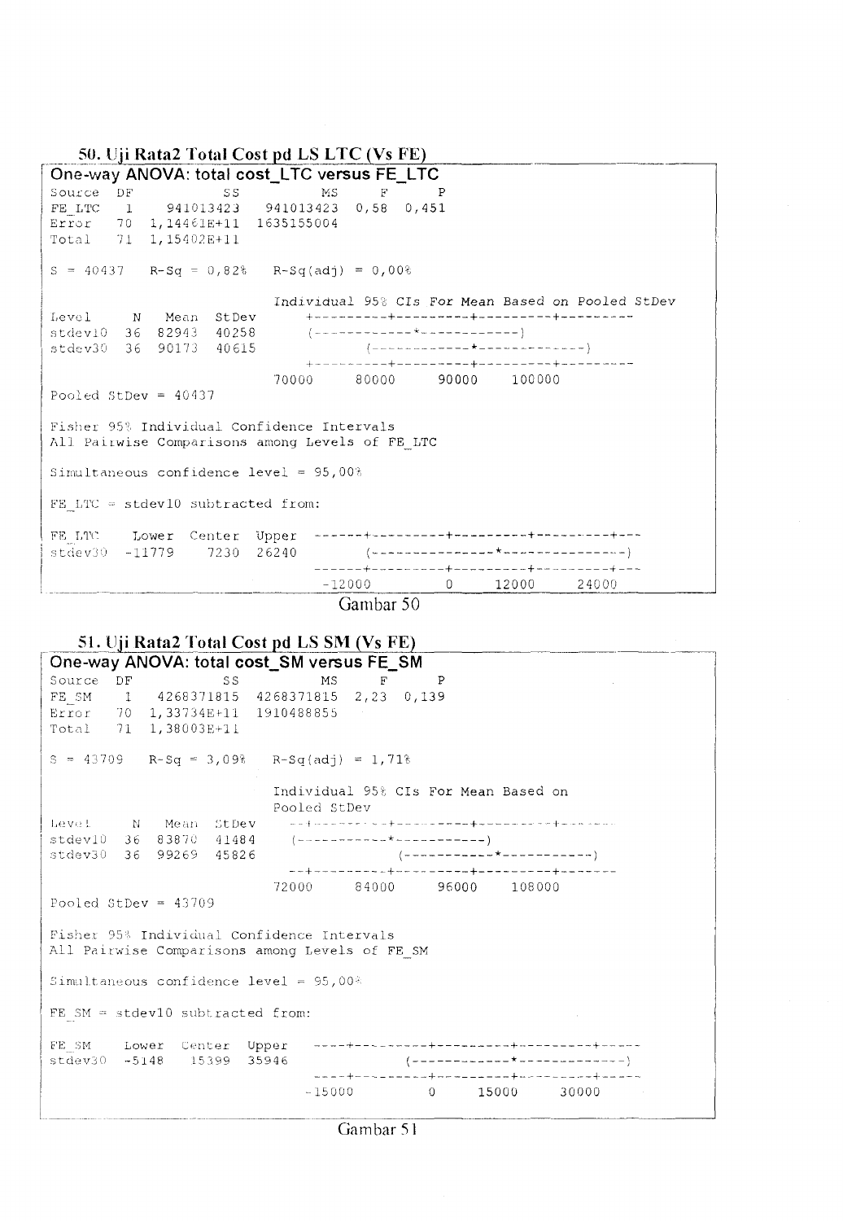### 50. Uji Rata2 Total Cost pd LS LTC (Vs FE)

```
One-way ANOVA: total cost_LTC versus FE_LTC
Source  DF           SS          MS     F      P
FE_LTC   1    941013423   941013423  0,58  0,451
Error   70  1,14461E+11  1635155004
Total   71  1,15402E+11

S = 40437   R-Sq = 0,82%   R-Sq(adj) = 0,00%

                             Individual 95% CIs For Mean Based on Pooled StDev
Level     N   Mean  StDev    ---------+---------+---------+---------
stdev10  36  82943  40258      (------------*------------)
stdev30  36  90173  40615              (------------*------------)
                             ---------+---------+---------+---------
                             70000     80000     90000    100000
Pooled StDev = 40437

Fisher 95% Individual Confidence Intervals
All Pairwise Comparisons among Levels of FE_LTC

Simultaneous confidence level = 95,00%

FE_LTC = stdev10 subtracted from:

FE_LTC     Lower  Center  Upper  ------+---------+---------+---------+---
stdev30   -11779    7230  26240       (---------------*---------------)
                                 ------+---------+---------+---------+---
                                  -12000         0     12000     24000
```

Gambar 50

### 51. Uji Rata2 Total Cost pd LS SM (Vs FE)

```
One-way ANOVA: total cost_SM versus FE_SM
Source  DF           SS          MS     F      P
FE_SM    1   4268371815  4268371815  2,23  0,139
Error   70  1,33734E+11  1910488855
Total   71  1,38003E+11

S = 43709   R-Sq = 3,09%   R-Sq(adj) = 1,71%

                             Individual 95% CIs For Mean Based on
                             Pooled StDev
Level     N   Mean  StDev    --+---------+---------+---------+-------
stdev10  36  83870  41484    (-----------*-----------)
stdev30  36  99269  45826                 (-----------*-----------)
                             --+---------+---------+---------+-------
                             72000     84000     96000    108000
Pooled StDev = 43709

Fisher 95% Individual Confidence Intervals
All Pairwise Comparisons among Levels of FE_SM

Simultaneous confidence level = 95,00%

FE_SM = stdev10 subtracted from:

FE_SM     Lower  Center  Upper  ----+---------+---------+---------+-----
stdev30   -5148   15399  35946          (------------*------------)
                                ----+---------+---------+---------+-----
                                -15000         0     15000     30000
```

Gambar 51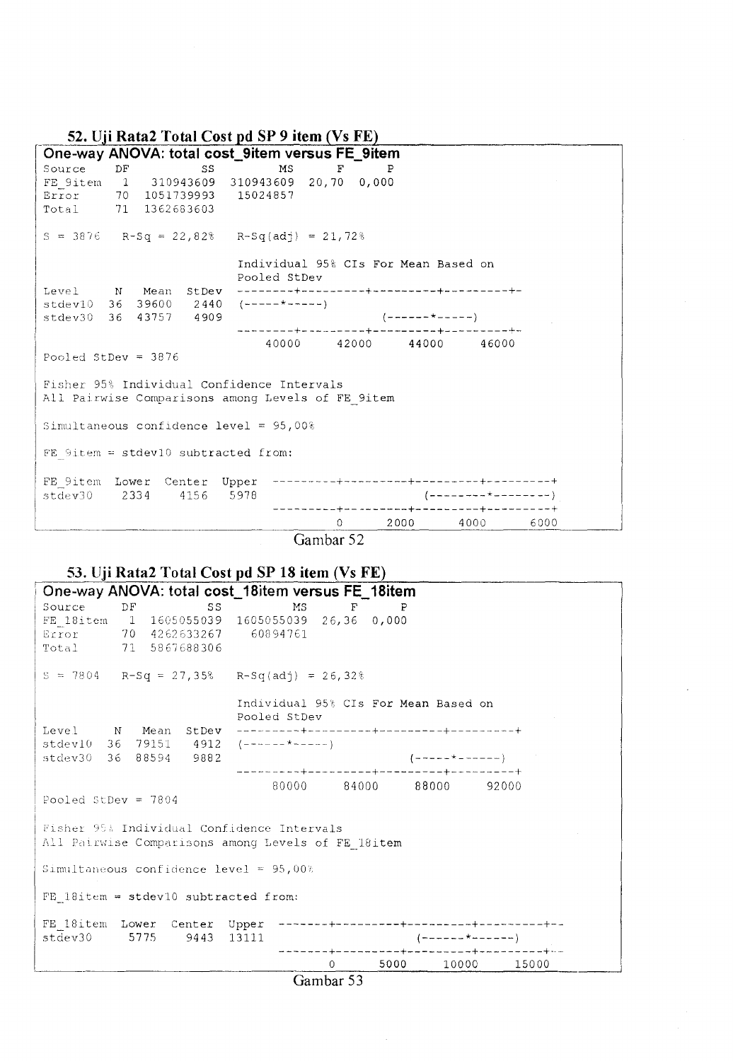### 52. Uji Rata2 Total Cost pd SP 9 item (Vs FE)

```
One-way ANOVA: total cost_9item versus FE_9item
Source     DF          SS         MS      F      P
FE_9item    1   310943609  310943609  20,70  0,000
Error      70  1051739993   15024857
Total      71  1362683603

S = 3876   R-Sq = 22,82%   R-Sq(adj) = 21,72%

                             Individual 95% CIs For Mean Based on
                             Pooled StDev
Level     N   Mean  StDev  --------+---------+---------+---------+-
stdev10  36  39600   2440  (-----*-----)
stdev30  36  43757   4909                      (------*-----)
                           --------+---------+---------+---------+-
                               40000     42000     44000     46000
Pooled StDev = 3876

Fisher 95% Individual Confidence Intervals
All Pairwise Comparisons among Levels of FE_9item

Simultaneous confidence level = 95,00%

FE_9item = stdev10 subtracted from:

FE_9item  Lower  Center  Upper  ---------+---------+---------+---------+
stdev30    2334    4156   5978                      (--------*--------)
                                ---------+---------+---------+---------+
                                         0      2000      4000      6000
```

Gambar 52

### 53. Uji Rata2 Total Cost pd SP 18 item (Vs FE)

```
One-way ANOVA: total cost_18item versus FE_18item
Source      DF          SS          MS      F      P
FE_18item    1  1605055039  1605055039  26,36  0,000
Error       70  4262633267    60894761
Total       71  5867688306

S = 7804   R-Sq = 27,35%   R-Sq(adj) = 26,32%

                             Individual 95% CIs For Mean Based on
                             Pooled StDev
Level     N   Mean  StDev  ---------+---------+---------+---------+
stdev10  36  79151   4912  (------*-----)
stdev30  36  88594   9882                           (-----*------)
                           ---------+---------+---------+---------+
                               80000     84000     88000     92000
Pooled StDev = 7804

Fisher 95% Individual Confidence Intervals
All Pairwise Comparisons among Levels of FE_18item

Simultaneous confidence level = 95,00%

FE_18item = stdev10 subtracted from:

FE_18item  Lower  Center  Upper  -------+---------+---------+---------+--
stdev30     5775    9443  13111                       (------*------)
                                 -------+---------+---------+---------+--
                                        0      5000     10000     15000
```

Gambar 53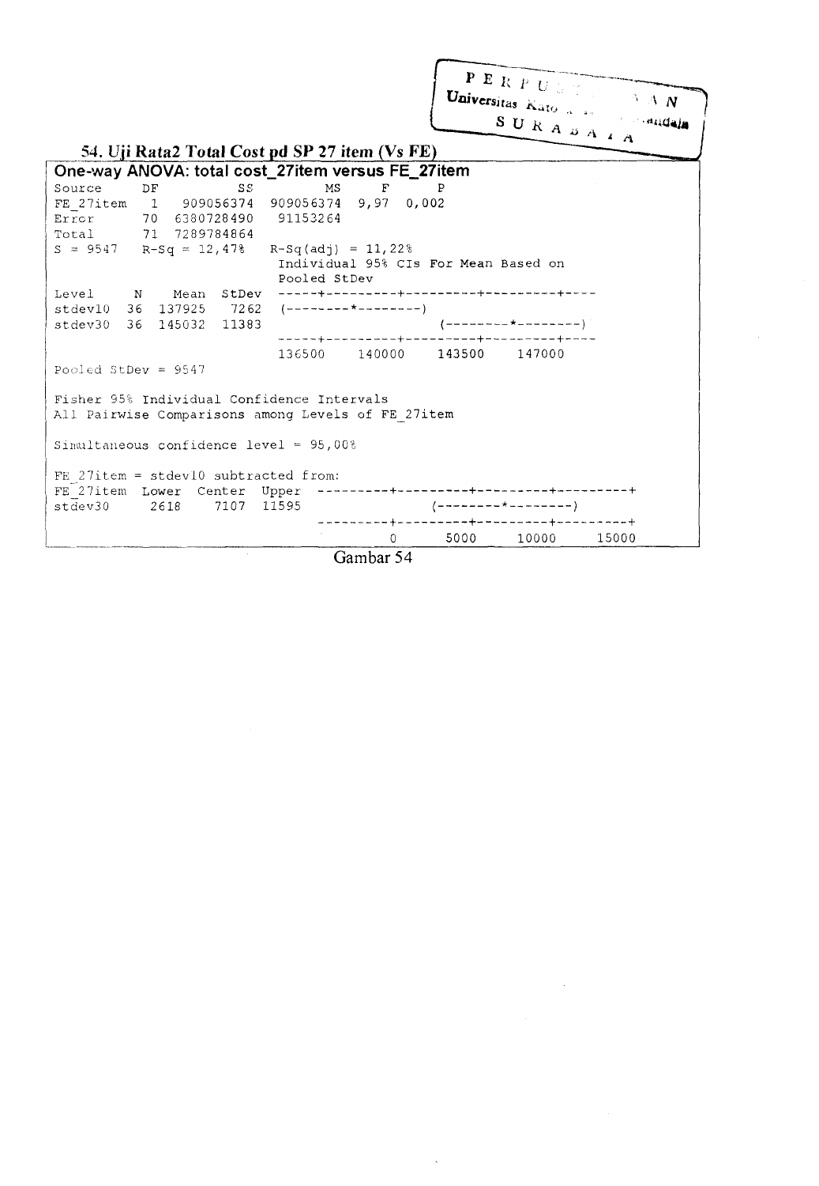### 54. Uji Rata2 Total Cost pd SP 27 item (Vs FE)

**One-way ANOVA: total cost_27item versus FE_27item**

```
Source     DF          SS         MS     F      P
FE_27item   1   909056374  909056374  9,97  0,002
Error      70  6380728490   91153264
Total      71  7289784864

S = 9547   R-Sq = 12,47%   R-Sq(adj) = 11,22%

                          Individual 95% CIs For Mean Based on
                          Pooled StDev
Level    N    Mean  StDev  -----+---------+---------+---------+----
stdev10  36  137925   7262  (--------*--------)
stdev30  36  145032  11383                   (--------*--------)
                           -----+---------+---------+---------+----
                           136500    140000    143500    147000

Pooled StDev = 9547

Fisher 95% Individual Confidence Intervals
All Pairwise Comparisons among Levels of FE_27item

Simultaneous confidence level = 95,00%

FE_27item = stdev10 subtracted from:
FE_27item  Lower  Center  Upper  ---------+---------+---------+---------+
stdev30     2618    7107  11595             (--------*--------)
                                 ---------+---------+---------+---------+
                                          0      5000     10000     15000
```

Gambar 54